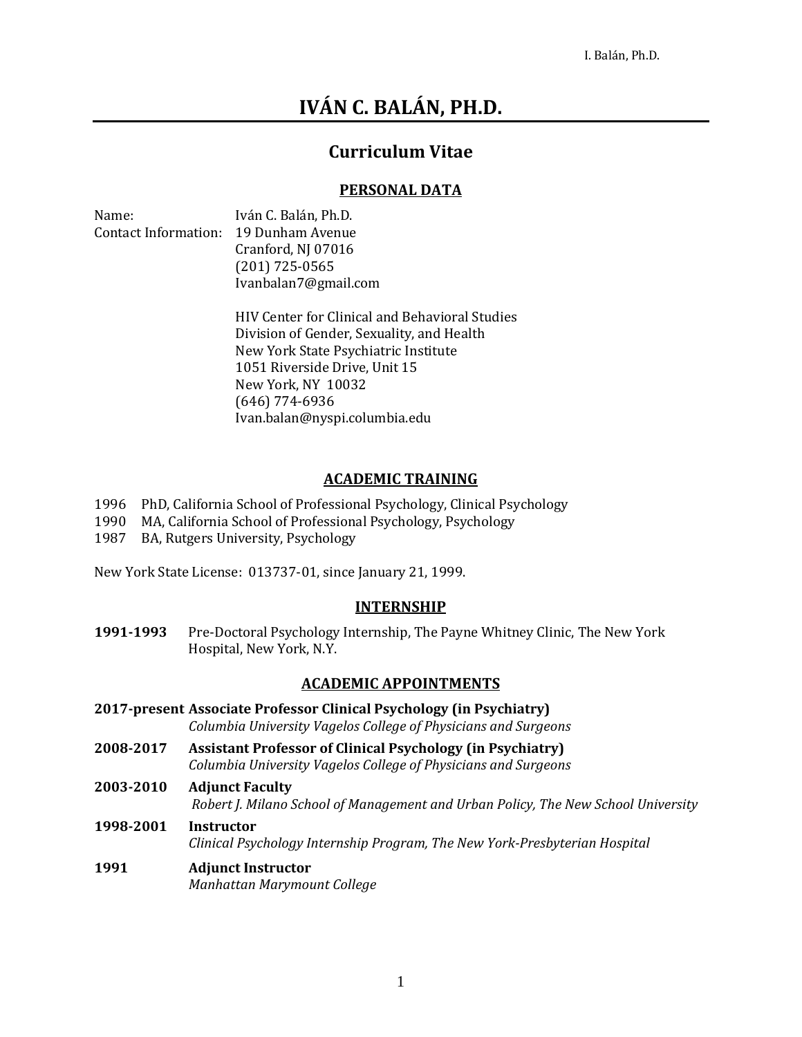# IVÁN C. BALÁN, PH.D.

## Curriculum Vitae

### PERSONAL DATA

Name: Iván C. Balán, Ph.D.
Contact Information: 19 Dunham Avenue
Cranford, NJ 07016
(201) 725-0565
Ivanbalan7@gmail.com

HIV Center for Clinical and Behavioral Studies
Division of Gender, Sexuality, and Health
New York State Psychiatric Institute
1051 Riverside Drive, Unit 15
New York, NY 10032
(646) 774-6936
Ivan.balan@nyspi.columbia.edu

### ACADEMIC TRAINING

1996 PhD, California School of Professional Psychology, Clinical Psychology
1990 MA, California School of Professional Psychology, Psychology
1987 BA, Rutgers University, Psychology

New York State License: 013737-01, since January 21, 1999.

### INTERNSHIP

**1991-1993** Pre-Doctoral Psychology Internship, The Payne Whitney Clinic, The New York Hospital, New York, N.Y.

### ACADEMIC APPOINTMENTS

**2017-present Associate Professor Clinical Psychology (in Psychiatry)**
*Columbia University Vagelos College of Physicians and Surgeons*

**2008-2017 Assistant Professor of Clinical Psychology (in Psychiatry)**
*Columbia University Vagelos College of Physicians and Surgeons*

**2003-2010 Adjunct Faculty**
*Robert J. Milano School of Management and Urban Policy, The New School University*

**1998-2001 Instructor**
*Clinical Psychology Internship Program, The New York-Presbyterian Hospital*

**1991 Adjunct Instructor**
*Manhattan Marymount College*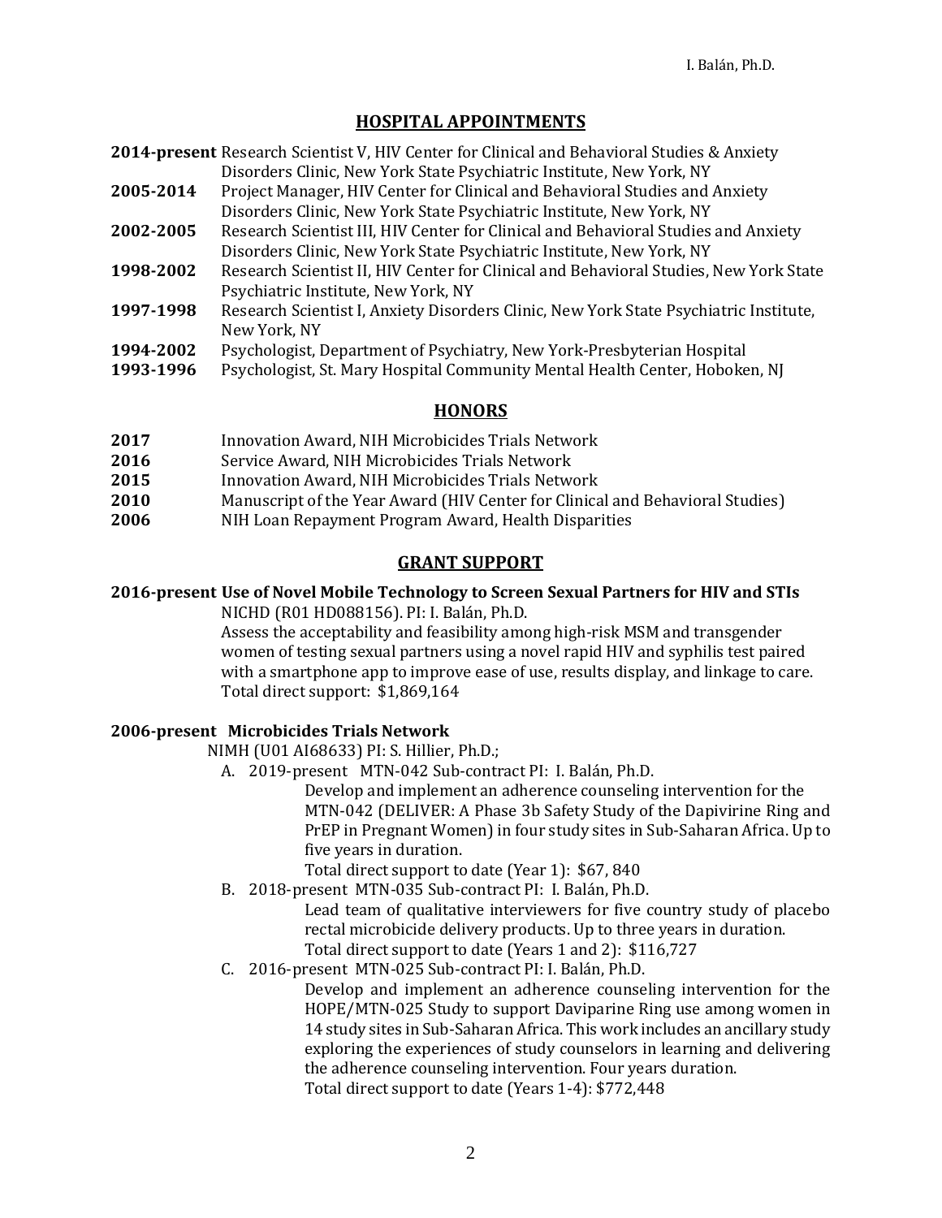## HOSPITAL APPOINTMENTS

**2014-present** Research Scientist V, HIV Center for Clinical and Behavioral Studies & Anxiety Disorders Clinic, New York State Psychiatric Institute, New York, NY

**2005-2014** Project Manager, HIV Center for Clinical and Behavioral Studies and Anxiety Disorders Clinic, New York State Psychiatric Institute, New York, NY

**2002-2005** Research Scientist III, HIV Center for Clinical and Behavioral Studies and Anxiety Disorders Clinic, New York State Psychiatric Institute, New York, NY

**1998-2002** Research Scientist II, HIV Center for Clinical and Behavioral Studies, New York State Psychiatric Institute, New York, NY

**1997-1998** Research Scientist I, Anxiety Disorders Clinic, New York State Psychiatric Institute, New York, NY

**1994-2002** Psychologist, Department of Psychiatry, New York-Presbyterian Hospital

**1993-1996** Psychologist, St. Mary Hospital Community Mental Health Center, Hoboken, NJ

## HONORS

**2017** Innovation Award, NIH Microbicides Trials Network

**2016** Service Award, NIH Microbicides Trials Network

**2015** Innovation Award, NIH Microbicides Trials Network

**2010** Manuscript of the Year Award (HIV Center for Clinical and Behavioral Studies)

**2006** NIH Loan Repayment Program Award, Health Disparities

## GRANT SUPPORT

**2016-present Use of Novel Mobile Technology to Screen Sexual Partners for HIV and STIs**

NICHD (R01 HD088156). PI: I. Balán, Ph.D.
Assess the acceptability and feasibility among high-risk MSM and transgender women of testing sexual partners using a novel rapid HIV and syphilis test paired with a smartphone app to improve ease of use, results display, and linkage to care.
Total direct support: $1,869,164

**2006-present Microbicides Trials Network**

NIMH (U01 AI68633) PI: S. Hillier, Ph.D.;

A. 2019-present MTN-042 Sub-contract PI: I. Balán, Ph.D.
Develop and implement an adherence counseling intervention for the MTN-042 (DELIVER: A Phase 3b Safety Study of the Dapivirine Ring and PrEP in Pregnant Women) in four study sites in Sub-Saharan Africa. Up to five years in duration.
Total direct support to date (Year 1): $67, 840

B. 2018-present MTN-035 Sub-contract PI: I. Balán, Ph.D.
Lead team of qualitative interviewers for five country study of placebo rectal microbicide delivery products. Up to three years in duration.
Total direct support to date (Years 1 and 2): $116,727

C. 2016-present MTN-025 Sub-contract PI: I. Balán, Ph.D.
Develop and implement an adherence counseling intervention for the HOPE/MTN-025 Study to support Daviparine Ring use among women in 14 study sites in Sub-Saharan Africa. This work includes an ancillary study exploring the experiences of study counselors in learning and delivering the adherence counseling intervention. Four years duration.
Total direct support to date (Years 1-4): $772,448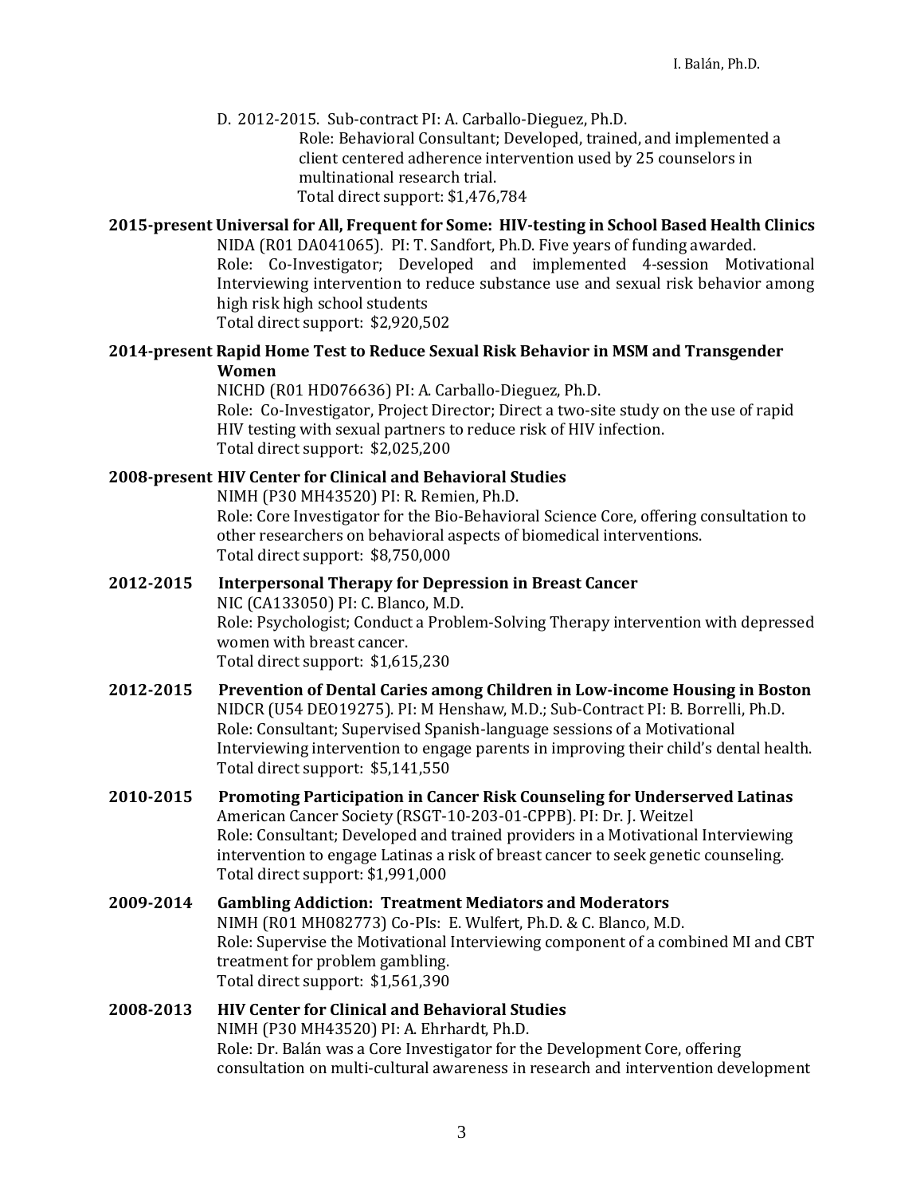D. 2012-2015. Sub-contract PI: A. Carballo-Dieguez, Ph.D.
Role: Behavioral Consultant; Developed, trained, and implemented a client centered adherence intervention used by 25 counselors in multinational research trial.
Total direct support: $1,476,784

**2015-present Universal for All, Frequent for Some: HIV-testing in School Based Health Clinics**
NIDA (R01 DA041065). PI: T. Sandfort, Ph.D. Five years of funding awarded.
Role: Co-Investigator; Developed and implemented 4-session Motivational Interviewing intervention to reduce substance use and sexual risk behavior among high risk high school students
Total direct support: $2,920,502

**2014-present Rapid Home Test to Reduce Sexual Risk Behavior in MSM and Transgender Women**
NICHD (R01 HD076636) PI: A. Carballo-Dieguez, Ph.D.
Role: Co-Investigator, Project Director; Direct a two-site study on the use of rapid HIV testing with sexual partners to reduce risk of HIV infection.
Total direct support: $2,025,200

**2008-present HIV Center for Clinical and Behavioral Studies**
NIMH (P30 MH43520) PI: R. Remien, Ph.D.
Role: Core Investigator for the Bio-Behavioral Science Core, offering consultation to other researchers on behavioral aspects of biomedical interventions.
Total direct support: $8,750,000

**2012-2015 Interpersonal Therapy for Depression in Breast Cancer**
NIC (CA133050) PI: C. Blanco, M.D.
Role: Psychologist; Conduct a Problem-Solving Therapy intervention with depressed women with breast cancer.
Total direct support: $1,615,230

**2012-2015 Prevention of Dental Caries among Children in Low-income Housing in Boston**
NIDCR (U54 DEO19275). PI: M Henshaw, M.D.; Sub-Contract PI: B. Borrelli, Ph.D.
Role: Consultant; Supervised Spanish-language sessions of a Motivational Interviewing intervention to engage parents in improving their child's dental health.
Total direct support: $5,141,550

**2010-2015 Promoting Participation in Cancer Risk Counseling for Underserved Latinas**
American Cancer Society (RSGT-10-203-01-CPPB). PI: Dr. J. Weitzel
Role: Consultant; Developed and trained providers in a Motivational Interviewing intervention to engage Latinas a risk of breast cancer to seek genetic counseling.
Total direct support: $1,991,000

**2009-2014 Gambling Addiction: Treatment Mediators and Moderators**
NIMH (R01 MH082773) Co-PIs: E. Wulfert, Ph.D. & C. Blanco, M.D.
Role: Supervise the Motivational Interviewing component of a combined MI and CBT treatment for problem gambling.
Total direct support: $1,561,390

**2008-2013 HIV Center for Clinical and Behavioral Studies**
NIMH (P30 MH43520) PI: A. Ehrhardt, Ph.D.
Role: Dr. Balán was a Core Investigator for the Development Core, offering consultation on multi-cultural awareness in research and intervention development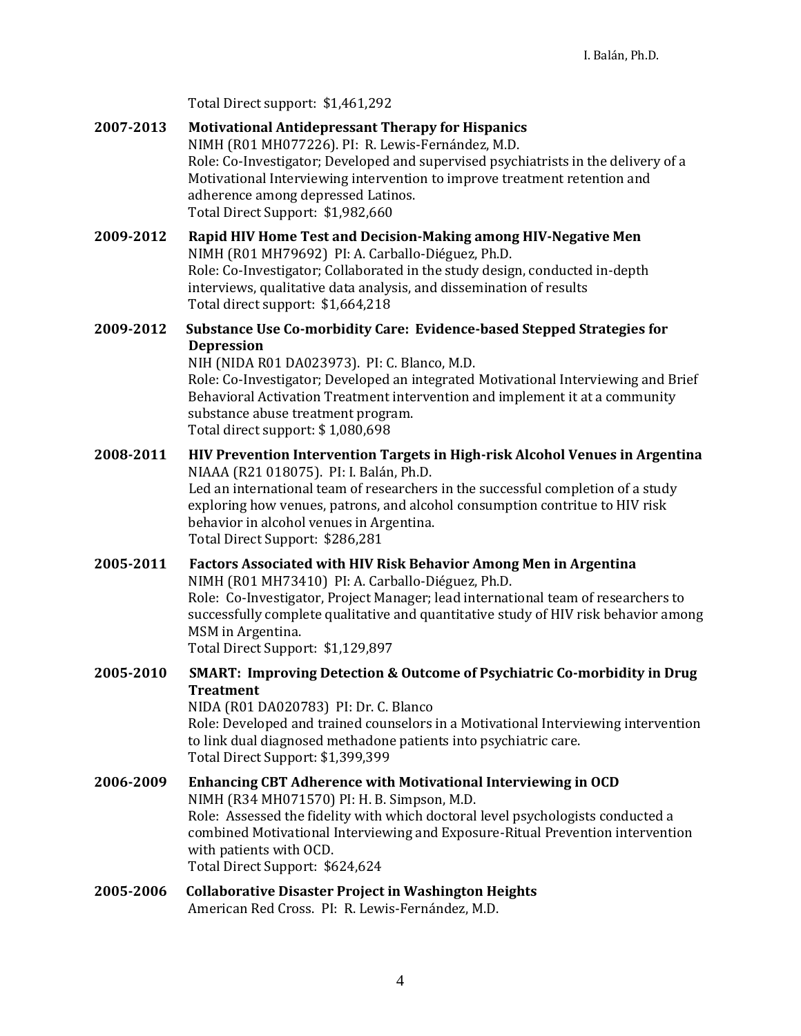Total Direct support: $1,461,292

**2007-2013** **Motivational Antidepressant Therapy for Hispanics**
NIMH (R01 MH077226). PI: R. Lewis-Fernández, M.D.
Role: Co-Investigator; Developed and supervised psychiatrists in the delivery of a Motivational Interviewing intervention to improve treatment retention and adherence among depressed Latinos.
Total Direct Support: $1,982,660

**2009-2012** **Rapid HIV Home Test and Decision-Making among HIV-Negative Men**
NIMH (R01 MH79692) PI: A. Carballo-Diéguez, Ph.D.
Role: Co-Investigator; Collaborated in the study design, conducted in-depth interviews, qualitative data analysis, and dissemination of results
Total direct support: $1,664,218

**2009-2012** **Substance Use Co-morbidity Care: Evidence-based Stepped Strategies for Depression**
NIH (NIDA R01 DA023973). PI: C. Blanco, M.D.
Role: Co-Investigator; Developed an integrated Motivational Interviewing and Brief Behavioral Activation Treatment intervention and implement it at a community substance abuse treatment program.
Total direct support: $ 1,080,698

**2008-2011** **HIV Prevention Intervention Targets in High-risk Alcohol Venues in Argentina**
NIAAA (R21 018075). PI: I. Balán, Ph.D.
Led an international team of researchers in the successful completion of a study exploring how venues, patrons, and alcohol consumption contritue to HIV risk behavior in alcohol venues in Argentina.
Total Direct Support: $286,281

**2005-2011** **Factors Associated with HIV Risk Behavior Among Men in Argentina**
NIMH (R01 MH73410) PI: A. Carballo-Diéguez, Ph.D.
Role: Co-Investigator, Project Manager; lead international team of researchers to successfully complete qualitative and quantitative study of HIV risk behavior among MSM in Argentina.
Total Direct Support: $1,129,897

**2005-2010** **SMART: Improving Detection & Outcome of Psychiatric Co-morbidity in Drug Treatment**
NIDA (R01 DA020783) PI: Dr. C. Blanco
Role: Developed and trained counselors in a Motivational Interviewing intervention to link dual diagnosed methadone patients into psychiatric care.
Total Direct Support: $1,399,399

**2006-2009** **Enhancing CBT Adherence with Motivational Interviewing in OCD**
NIMH (R34 MH071570) PI: H. B. Simpson, M.D.
Role: Assessed the fidelity with which doctoral level psychologists conducted a combined Motivational Interviewing and Exposure-Ritual Prevention intervention with patients with OCD.
Total Direct Support: $624,624

**2005-2006** **Collaborative Disaster Project in Washington Heights**
American Red Cross. PI: R. Lewis-Fernández, M.D.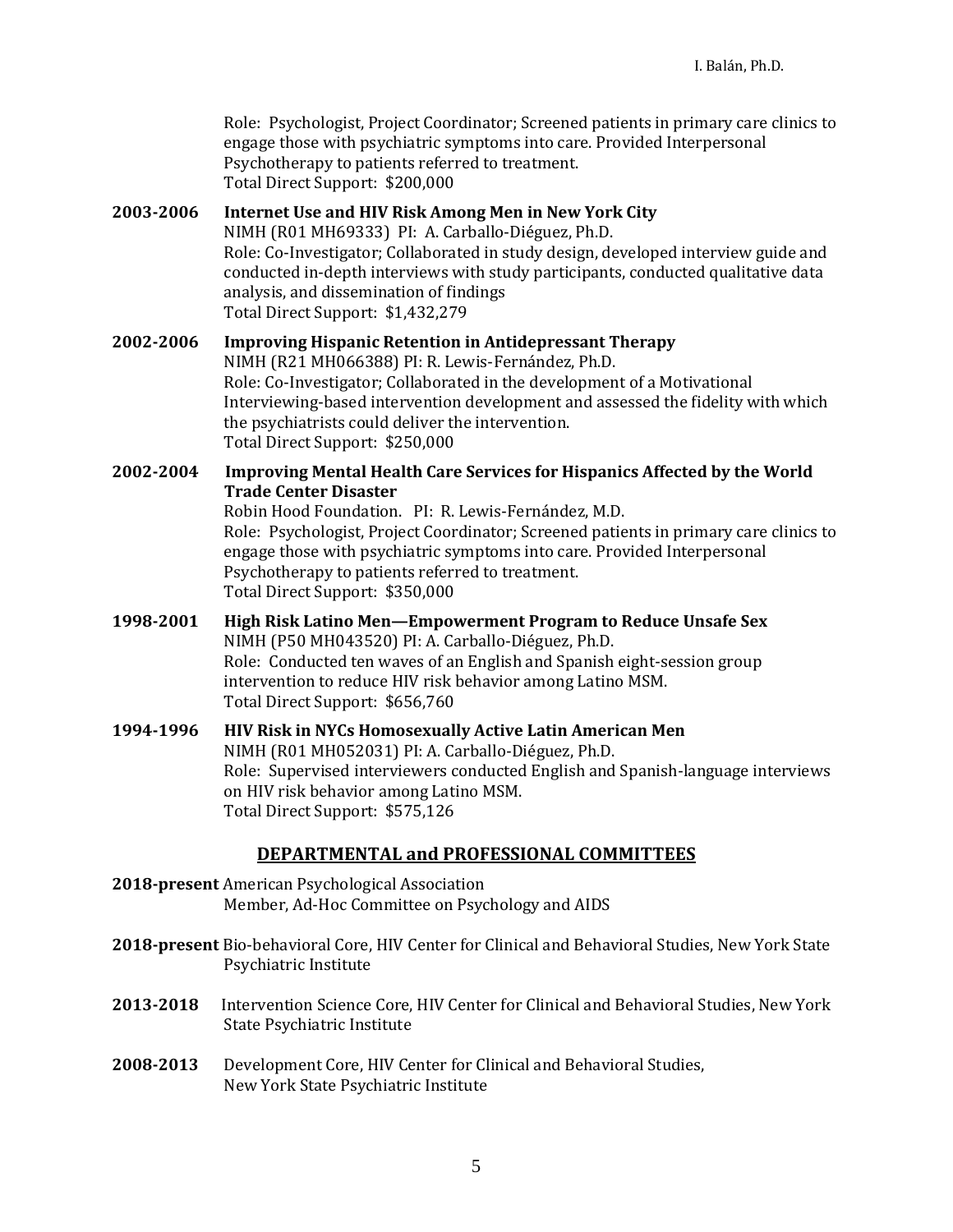Role: Psychologist, Project Coordinator; Screened patients in primary care clinics to engage those with psychiatric symptoms into care. Provided Interpersonal Psychotherapy to patients referred to treatment.
Total Direct Support: $200,000

**2003-2006** **Internet Use and HIV Risk Among Men in New York City**
NIMH (R01 MH69333) PI: A. Carballo-Diéguez, Ph.D.
Role: Co-Investigator; Collaborated in study design, developed interview guide and conducted in-depth interviews with study participants, conducted qualitative data analysis, and dissemination of findings
Total Direct Support: $1,432,279

**2002-2006** **Improving Hispanic Retention in Antidepressant Therapy**
NIMH (R21 MH066388) PI: R. Lewis-Fernández, Ph.D.
Role: Co-Investigator; Collaborated in the development of a Motivational Interviewing-based intervention development and assessed the fidelity with which the psychiatrists could deliver the intervention.
Total Direct Support: $250,000

**2002-2004** **Improving Mental Health Care Services for Hispanics Affected by the World Trade Center Disaster**
Robin Hood Foundation. PI: R. Lewis-Fernández, M.D.
Role: Psychologist, Project Coordinator; Screened patients in primary care clinics to engage those with psychiatric symptoms into care. Provided Interpersonal Psychotherapy to patients referred to treatment.
Total Direct Support: $350,000

**1998-2001** **High Risk Latino Men—Empowerment Program to Reduce Unsafe Sex**
NIMH (P50 MH043520) PI: A. Carballo-Diéguez, Ph.D.
Role: Conducted ten waves of an English and Spanish eight-session group intervention to reduce HIV risk behavior among Latino MSM.
Total Direct Support: $656,760

**1994-1996** **HIV Risk in NYCs Homosexually Active Latin American Men**
NIMH (R01 MH052031) PI: A. Carballo-Diéguez, Ph.D.
Role: Supervised interviewers conducted English and Spanish-language interviews on HIV risk behavior among Latino MSM.
Total Direct Support: $575,126

## DEPARTMENTAL and PROFESSIONAL COMMITTEES

**2018-present** American Psychological Association
Member, Ad-Hoc Committee on Psychology and AIDS

**2018-present** Bio-behavioral Core, HIV Center for Clinical and Behavioral Studies, New York State Psychiatric Institute

**2013-2018** Intervention Science Core, HIV Center for Clinical and Behavioral Studies, New York State Psychiatric Institute

**2008-2013** Development Core, HIV Center for Clinical and Behavioral Studies, New York State Psychiatric Institute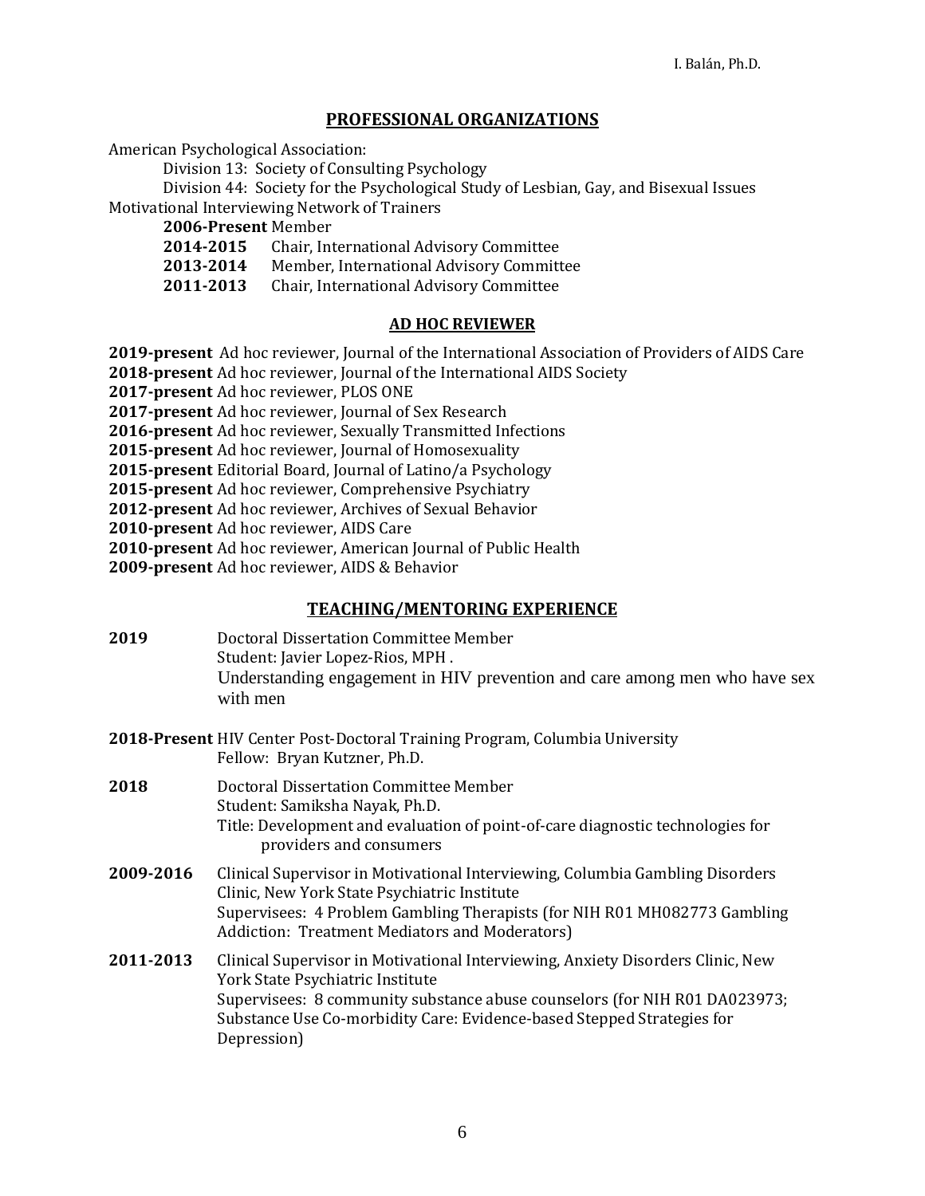## PROFESSIONAL ORGANIZATIONS

American Psychological Association:

- Division 13: Society of Consulting Psychology
- Division 44: Society for the Psychological Study of Lesbian, Gay, and Bisexual Issues

Motivational Interviewing Network of Trainers

- **2006-Present** Member
- **2014-2015** Chair, International Advisory Committee
- **2013-2014** Member, International Advisory Committee
- **2011-2013** Chair, International Advisory Committee

## AD HOC REVIEWER

**2019-present** Ad hoc reviewer, Journal of the International Association of Providers of AIDS Care
**2018-present** Ad hoc reviewer, Journal of the International AIDS Society
**2017-present** Ad hoc reviewer, PLOS ONE
**2017-present** Ad hoc reviewer, Journal of Sex Research
**2016-present** Ad hoc reviewer, Sexually Transmitted Infections
**2015-present** Ad hoc reviewer, Journal of Homosexuality
**2015-present** Editorial Board, Journal of Latino/a Psychology
**2015-present** Ad hoc reviewer, Comprehensive Psychiatry
**2012-present** Ad hoc reviewer, Archives of Sexual Behavior
**2010-present** Ad hoc reviewer, AIDS Care
**2010-present** Ad hoc reviewer, American Journal of Public Health
**2009-present** Ad hoc reviewer, AIDS & Behavior

## TEACHING/MENTORING EXPERIENCE

**2019** Doctoral Dissertation Committee Member
Student: Javier Lopez-Rios, MPH .
Understanding engagement in HIV prevention and care among men who have sex with men

**2018-Present** HIV Center Post-Doctoral Training Program, Columbia University
Fellow: Bryan Kutzner, Ph.D.

**2018** Doctoral Dissertation Committee Member
Student: Samiksha Nayak, Ph.D.
Title: Development and evaluation of point-of-care diagnostic technologies for providers and consumers

**2009-2016** Clinical Supervisor in Motivational Interviewing, Columbia Gambling Disorders Clinic, New York State Psychiatric Institute
Supervisees: 4 Problem Gambling Therapists (for NIH R01 MH082773 Gambling Addiction: Treatment Mediators and Moderators)

**2011-2013** Clinical Supervisor in Motivational Interviewing, Anxiety Disorders Clinic, New York State Psychiatric Institute
Supervisees: 8 community substance abuse counselors (for NIH R01 DA023973; Substance Use Co-morbidity Care: Evidence-based Stepped Strategies for Depression)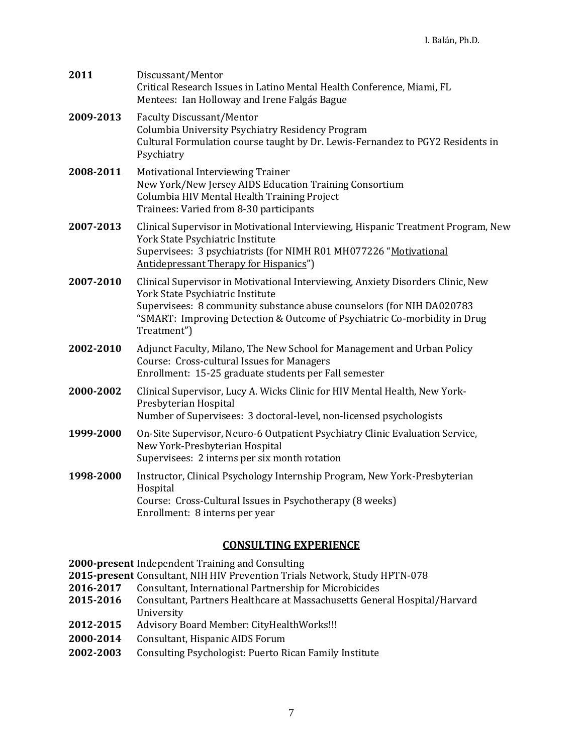**2011** Discussant/Mentor
Critical Research Issues in Latino Mental Health Conference, Miami, FL
Mentees: Ian Holloway and Irene Falgás Bague

**2009-2013** Faculty Discussant/Mentor
Columbia University Psychiatry Residency Program
Cultural Formulation course taught by Dr. Lewis-Fernandez to PGY2 Residents in Psychiatry

**2008-2011** Motivational Interviewing Trainer
New York/New Jersey AIDS Education Training Consortium
Columbia HIV Mental Health Training Project
Trainees: Varied from 8-30 participants

**2007-2013** Clinical Supervisor in Motivational Interviewing, Hispanic Treatment Program, New York State Psychiatric Institute
Supervisees: 3 psychiatrists (for NIMH R01 MH077226 "Motivational Antidepressant Therapy for Hispanics")

**2007-2010** Clinical Supervisor in Motivational Interviewing, Anxiety Disorders Clinic, New York State Psychiatric Institute
Supervisees: 8 community substance abuse counselors (for NIH DA020783 "SMART: Improving Detection & Outcome of Psychiatric Co-morbidity in Drug Treatment")

**2002-2010** Adjunct Faculty, Milano, The New School for Management and Urban Policy
Course: Cross-cultural Issues for Managers
Enrollment: 15-25 graduate students per Fall semester

**2000-2002** Clinical Supervisor, Lucy A. Wicks Clinic for HIV Mental Health, New York-Presbyterian Hospital
Number of Supervisees: 3 doctoral-level, non-licensed psychologists

**1999-2000** On-Site Supervisor, Neuro-6 Outpatient Psychiatry Clinic Evaluation Service, New York-Presbyterian Hospital
Supervisees: 2 interns per six month rotation

**1998-2000** Instructor, Clinical Psychology Internship Program, New York-Presbyterian Hospital
Course: Cross-Cultural Issues in Psychotherapy (8 weeks)
Enrollment: 8 interns per year

## CONSULTING EXPERIENCE

**2000-present** Independent Training and Consulting
**2015-present** Consultant, NIH HIV Prevention Trials Network, Study HPTN-078
**2016-2017** Consultant, International Partnership for Microbicides
**2015-2016** Consultant, Partners Healthcare at Massachusetts General Hospital/Harvard University
**2012-2015** Advisory Board Member: CityHealthWorks!!!
**2000-2014** Consultant, Hispanic AIDS Forum
**2002-2003** Consulting Psychologist: Puerto Rican Family Institute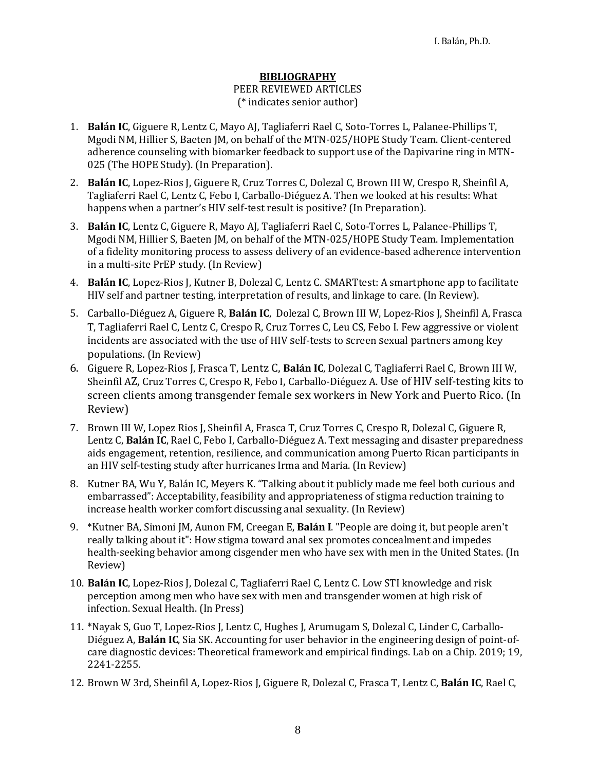## BIBLIOGRAPHY

PEER REVIEWED ARTICLES

(* indicates senior author)

1. **Balán IC**, Giguere R, Lentz C, Mayo AJ, Tagliaferri Rael C, Soto-Torres L, Palanee-Phillips T, Mgodi NM, Hillier S, Baeten JM, on behalf of the MTN-025/HOPE Study Team. Client-centered adherence counseling with biomarker feedback to support use of the Dapivarine ring in MTN-025 (The HOPE Study). (In Preparation).
2. **Balán IC**, Lopez-Rios J, Giguere R, Cruz Torres C, Dolezal C, Brown III W, Crespo R, Sheinfil A, Tagliaferri Rael C, Lentz C, Febo I, Carballo-Diéguez A. Then we looked at his results: What happens when a partner's HIV self-test result is positive? (In Preparation).
3. **Balán IC**, Lentz C, Giguere R, Mayo AJ, Tagliaferri Rael C, Soto-Torres L, Palanee-Phillips T, Mgodi NM, Hillier S, Baeten JM, on behalf of the MTN-025/HOPE Study Team. Implementation of a fidelity monitoring process to assess delivery of an evidence-based adherence intervention in a multi-site PrEP study. (In Review)
4. **Balán IC**, Lopez-Rios J, Kutner B, Dolezal C, Lentz C. SMARTtest: A smartphone app to facilitate HIV self and partner testing, interpretation of results, and linkage to care. (In Review).
5. Carballo-Diéguez A, Giguere R, **Balán IC**, Dolezal C, Brown III W, Lopez-Rios J, Sheinfil A, Frasca T, Tagliaferri Rael C, Lentz C, Crespo R, Cruz Torres C, Leu CS, Febo I. Few aggressive or violent incidents are associated with the use of HIV self-tests to screen sexual partners among key populations. (In Review)
6. Giguere R, Lopez-Rios J, Frasca T, Lentz C, **Balán IC**, Dolezal C, Tagliaferri Rael C, Brown III W, Sheinfil AZ, Cruz Torres C, Crespo R, Febo I, Carballo-Diéguez A. Use of HIV self-testing kits to screen clients among transgender female sex workers in New York and Puerto Rico. (In Review)
7. Brown III W, Lopez Rios J, Sheinfil A, Frasca T, Cruz Torres C, Crespo R, Dolezal C, Giguere R, Lentz C, **Balán IC**, Rael C, Febo I, Carballo-Diéguez A. Text messaging and disaster preparedness aids engagement, retention, resilience, and communication among Puerto Rican participants in an HIV self-testing study after hurricanes Irma and Maria. (In Review)
8. Kutner BA, Wu Y, Balán IC, Meyers K. "Talking about it publicly made me feel both curious and embarrassed": Acceptability, feasibility and appropriateness of stigma reduction training to increase health worker comfort discussing anal sexuality. (In Review)
9. *Kutner BA, Simoni JM, Aunon FM, Creegan E, **Balán I**. "People are doing it, but people aren't really talking about it": How stigma toward anal sex promotes concealment and impedes health-seeking behavior among cisgender men who have sex with men in the United States. (In Review)
10. **Balán IC**, Lopez-Rios J, Dolezal C, Tagliaferri Rael C, Lentz C. Low STI knowledge and risk perception among men who have sex with men and transgender women at high risk of infection. Sexual Health. (In Press)
11. *Nayak S, Guo T, Lopez-Rios J, Lentz C, Hughes J, Arumugam S, Dolezal C, Linder C, Carballo-Diéguez A, **Balán IC**, Sia SK. Accounting for user behavior in the engineering design of point-of-care diagnostic devices: Theoretical framework and empirical findings. Lab on a Chip. 2019; 19, 2241-2255.
12. Brown W 3rd, Sheinfil A, Lopez-Rios J, Giguere R, Dolezal C, Frasca T, Lentz C, **Balán IC**, Rael C,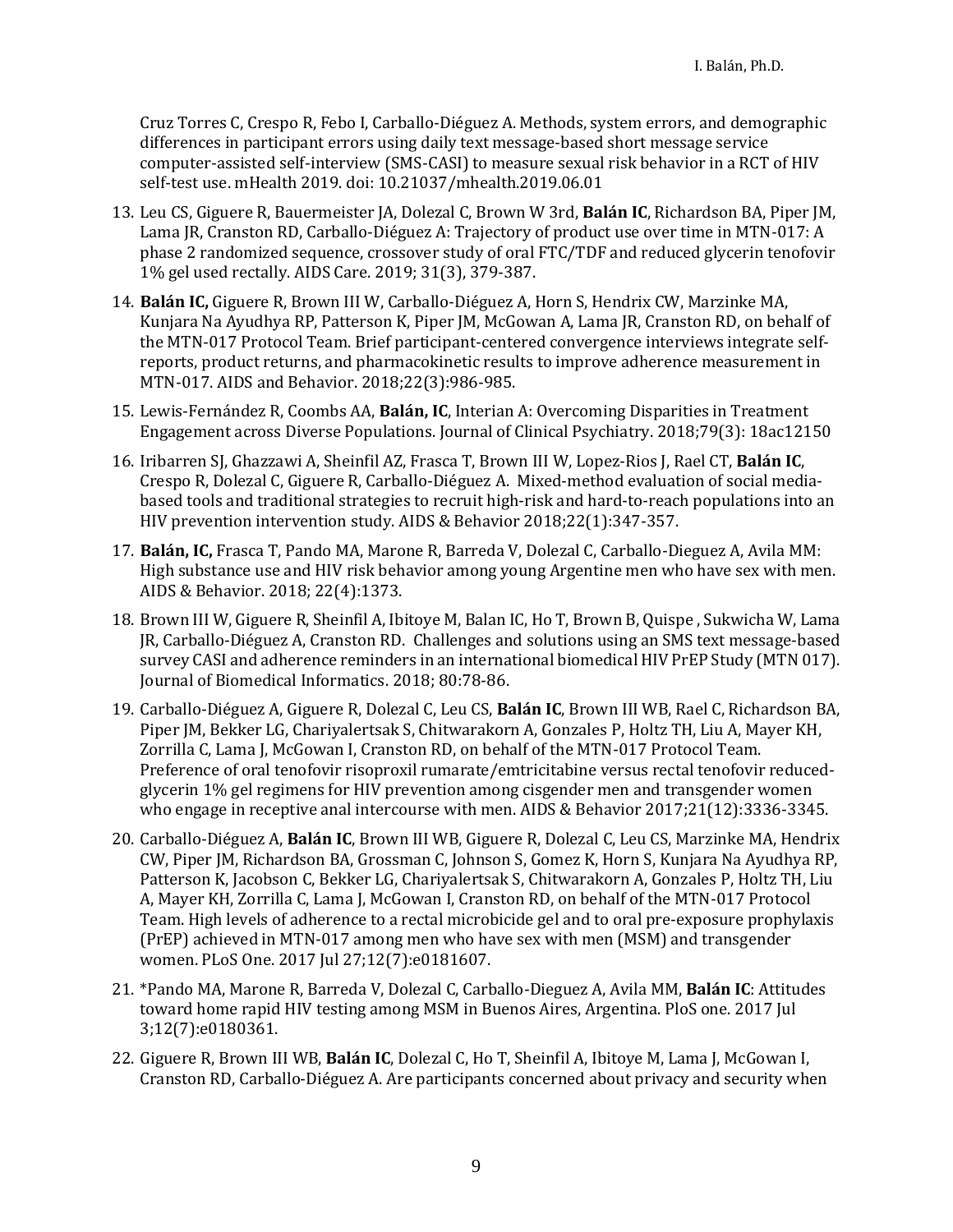Cruz Torres C, Crespo R, Febo I, Carballo-Diéguez A. Methods, system errors, and demographic differences in participant errors using daily text message-based short message service computer-assisted self-interview (SMS-CASI) to measure sexual risk behavior in a RCT of HIV self-test use. mHealth 2019. doi: 10.21037/mhealth.2019.06.01

13. Leu CS, Giguere R, Bauermeister JA, Dolezal C, Brown W 3rd, **Balán IC**, Richardson BA, Piper JM, Lama JR, Cranston RD, Carballo-Diéguez A: Trajectory of product use over time in MTN-017: A phase 2 randomized sequence, crossover study of oral FTC/TDF and reduced glycerin tenofovir 1% gel used rectally. AIDS Care. 2019; 31(3), 379-387.

14. **Balán IC,** Giguere R, Brown III W, Carballo-Diéguez A, Horn S, Hendrix CW, Marzinke MA, Kunjara Na Ayudhya RP, Patterson K, Piper JM, McGowan A, Lama JR, Cranston RD, on behalf of the MTN-017 Protocol Team. Brief participant-centered convergence interviews integrate self-reports, product returns, and pharmacokinetic results to improve adherence measurement in MTN-017. AIDS and Behavior. 2018;22(3):986-985.

15. Lewis-Fernández R, Coombs AA, **Balán, IC**, Interian A: Overcoming Disparities in Treatment Engagement across Diverse Populations. Journal of Clinical Psychiatry. 2018;79(3): 18ac12150

16. Iribarren SJ, Ghazzawi A, Sheinfil AZ, Frasca T, Brown III W, Lopez-Rios J, Rael CT, **Balán IC**, Crespo R, Dolezal C, Giguere R, Carballo-Diéguez A. Mixed-method evaluation of social media-based tools and traditional strategies to recruit high-risk and hard-to-reach populations into an HIV prevention intervention study. AIDS & Behavior 2018;22(1):347-357.

17. **Balán, IC,** Frasca T, Pando MA, Marone R, Barreda V, Dolezal C, Carballo-Dieguez A, Avila MM: High substance use and HIV risk behavior among young Argentine men who have sex with men. AIDS & Behavior. 2018; 22(4):1373.

18. Brown III W, Giguere R, Sheinfil A, Ibitoye M, Balan IC, Ho T, Brown B, Quispe , Sukwicha W, Lama JR, Carballo-Diéguez A, Cranston RD. Challenges and solutions using an SMS text message-based survey CASI and adherence reminders in an international biomedical HIV PrEP Study (MTN 017). Journal of Biomedical Informatics. 2018; 80:78-86.

19. Carballo-Diéguez A, Giguere R, Dolezal C, Leu CS, **Balán IC**, Brown III WB, Rael C, Richardson BA, Piper JM, Bekker LG, Chariyalertsak S, Chitwarakorn A, Gonzales P, Holtz TH, Liu A, Mayer KH, Zorrilla C, Lama J, McGowan I, Cranston RD, on behalf of the MTN-017 Protocol Team. Preference of oral tenofovir risoproxil rumarate/emtricitabine versus rectal tenofovir reduced-glycerin 1% gel regimens for HIV prevention among cisgender men and transgender women who engage in receptive anal intercourse with men. AIDS & Behavior 2017;21(12):3336-3345.

20. Carballo-Diéguez A, **Balán IC**, Brown III WB, Giguere R, Dolezal C, Leu CS, Marzinke MA, Hendrix CW, Piper JM, Richardson BA, Grossman C, Johnson S, Gomez K, Horn S, Kunjara Na Ayudhya RP, Patterson K, Jacobson C, Bekker LG, Chariyalertsak S, Chitwarakorn A, Gonzales P, Holtz TH, Liu A, Mayer KH, Zorrilla C, Lama J, McGowan I, Cranston RD, on behalf of the MTN-017 Protocol Team. High levels of adherence to a rectal microbicide gel and to oral pre-exposure prophylaxis (PrEP) achieved in MTN-017 among men who have sex with men (MSM) and transgender women. PLoS One. 2017 Jul 27;12(7):e0181607.

21. *Pando MA, Marone R, Barreda V, Dolezal C, Carballo-Dieguez A, Avila MM, **Balán IC**: Attitudes toward home rapid HIV testing among MSM in Buenos Aires, Argentina. PloS one. 2017 Jul 3;12(7):e0180361.

22. Giguere R, Brown III WB, **Balán IC**, Dolezal C, Ho T, Sheinfil A, Ibitoye M, Lama J, McGowan I, Cranston RD, Carballo-Diéguez A. Are participants concerned about privacy and security when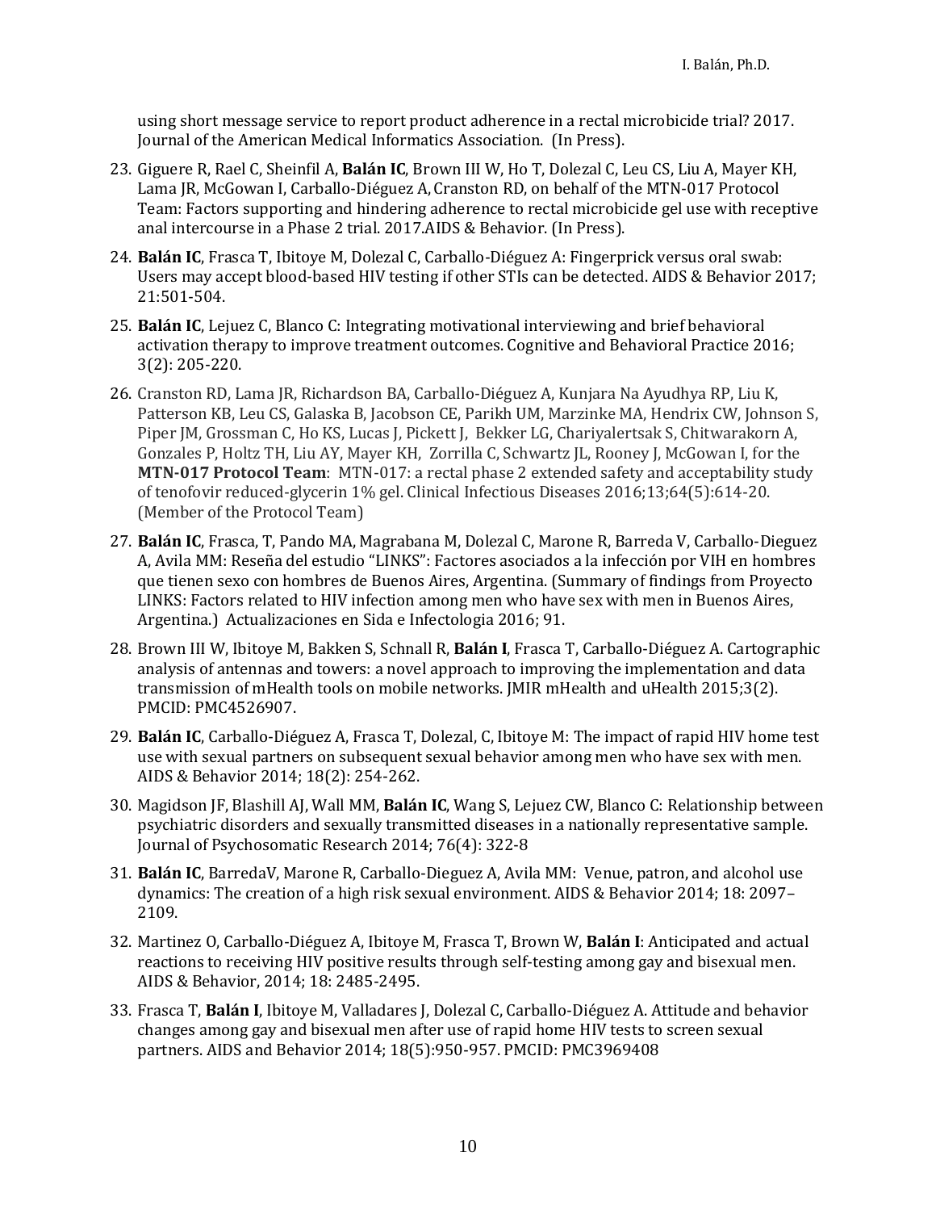using short message service to report product adherence in a rectal microbicide trial? 2017. Journal of the American Medical Informatics Association. (In Press).

23. Giguere R, Rael C, Sheinfil A, **Balán IC**, Brown III W, Ho T, Dolezal C, Leu CS, Liu A, Mayer KH, Lama JR, McGowan I, Carballo-Diéguez A, Cranston RD, on behalf of the MTN-017 Protocol Team: Factors supporting and hindering adherence to rectal microbicide gel use with receptive anal intercourse in a Phase 2 trial. 2017.AIDS & Behavior. (In Press).

24. **Balán IC**, Frasca T, Ibitoye M, Dolezal C, Carballo-Diéguez A: Fingerprick versus oral swab: Users may accept blood-based HIV testing if other STIs can be detected. AIDS & Behavior 2017; 21:501-504.

25. **Balán IC**, Lejuez C, Blanco C: Integrating motivational interviewing and brief behavioral activation therapy to improve treatment outcomes. Cognitive and Behavioral Practice 2016; 3(2): 205-220.

26. Cranston RD, Lama JR, Richardson BA, Carballo-Diéguez A, Kunjara Na Ayudhya RP, Liu K, Patterson KB, Leu CS, Galaska B, Jacobson CE, Parikh UM, Marzinke MA, Hendrix CW, Johnson S, Piper JM, Grossman C, Ho KS, Lucas J, Pickett J, Bekker LG, Chariyalertsak S, Chitwarakorn A, Gonzales P, Holtz TH, Liu AY, Mayer KH, Zorrilla C, Schwartz JL, Rooney J, McGowan I, for the **MTN-017 Protocol Team**: MTN-017: a rectal phase 2 extended safety and acceptability study of tenofovir reduced-glycerin 1% gel. Clinical Infectious Diseases 2016;13;64(5):614-20. (Member of the Protocol Team)

27. **Balán IC**, Frasca, T, Pando MA, Magrabana M, Dolezal C, Marone R, Barreda V, Carballo-Dieguez A, Avila MM: Reseña del estudio "LINKS": Factores asociados a la infección por VIH en hombres que tienen sexo con hombres de Buenos Aires, Argentina. (Summary of findings from Proyecto LINKS: Factors related to HIV infection among men who have sex with men in Buenos Aires, Argentina.) Actualizaciones en Sida e Infectologia 2016; 91.

28. Brown III W, Ibitoye M, Bakken S, Schnall R, **Balán I**, Frasca T, Carballo-Diéguez A. Cartographic analysis of antennas and towers: a novel approach to improving the implementation and data transmission of mHealth tools on mobile networks. JMIR mHealth and uHealth 2015;3(2). PMCID: PMC4526907.

29. **Balán IC**, Carballo-Diéguez A, Frasca T, Dolezal, C, Ibitoye M: The impact of rapid HIV home test use with sexual partners on subsequent sexual behavior among men who have sex with men. AIDS & Behavior 2014; 18(2): 254-262.

30. Magidson JF, Blashill AJ, Wall MM, **Balán IC**, Wang S, Lejuez CW, Blanco C: Relationship between psychiatric disorders and sexually transmitted diseases in a nationally representative sample. Journal of Psychosomatic Research 2014; 76(4): 322-8

31. **Balán IC**, BarredaV, Marone R, Carballo-Dieguez A, Avila MM: Venue, patron, and alcohol use dynamics: The creation of a high risk sexual environment. AIDS & Behavior 2014; 18: 2097–2109.

32. Martinez O, Carballo-Diéguez A, Ibitoye M, Frasca T, Brown W, **Balán I**: Anticipated and actual reactions to receiving HIV positive results through self-testing among gay and bisexual men. AIDS & Behavior, 2014; 18: 2485-2495.

33. Frasca T, **Balán I**, Ibitoye M, Valladares J, Dolezal C, Carballo-Diéguez A. Attitude and behavior changes among gay and bisexual men after use of rapid home HIV tests to screen sexual partners. AIDS and Behavior 2014; 18(5):950-957. PMCID: PMC3969408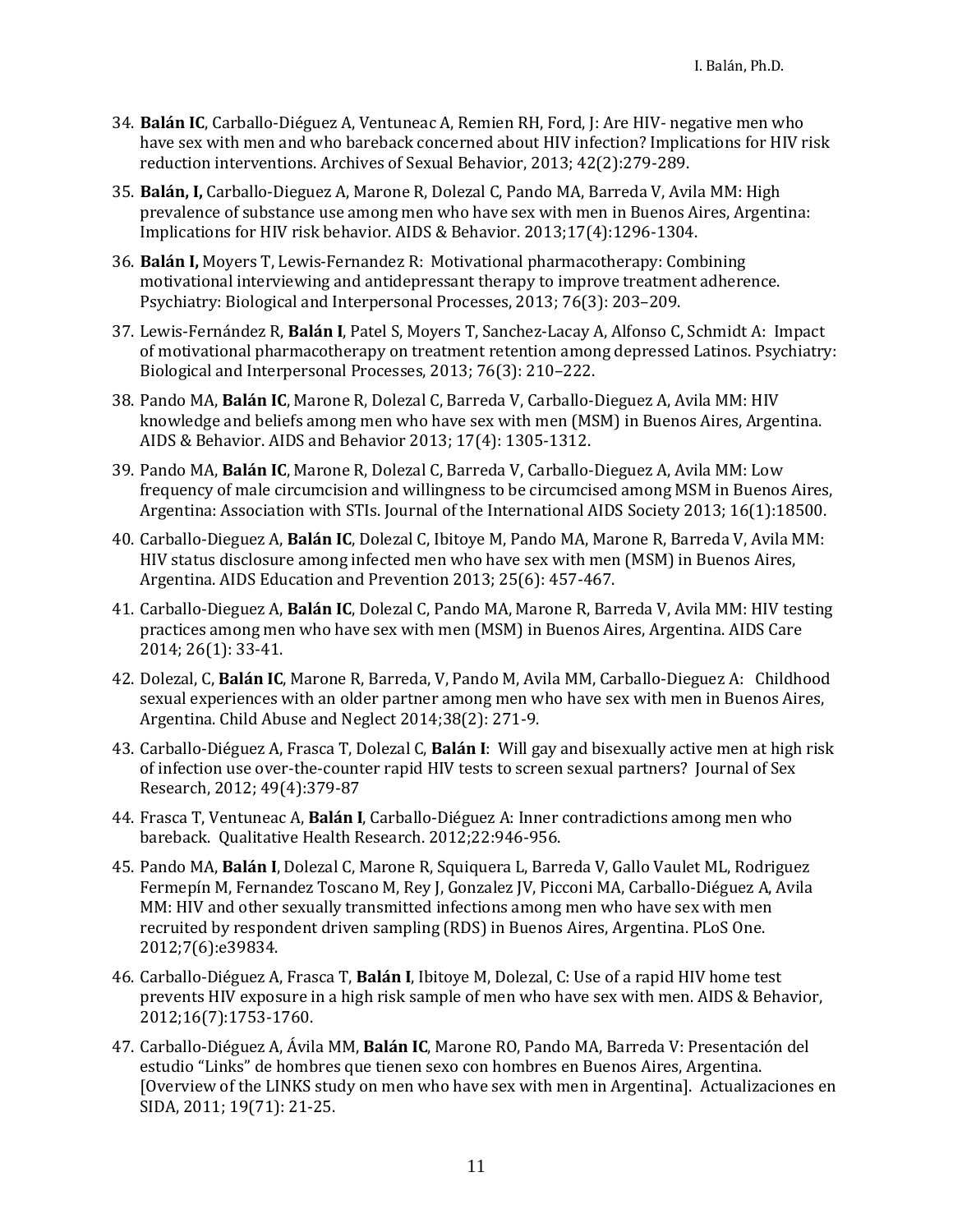34. **Balán IC**, Carballo-Diéguez A, Ventuneac A, Remien RH, Ford, J: Are HIV- negative men who have sex with men and who bareback concerned about HIV infection? Implications for HIV risk reduction interventions. Archives of Sexual Behavior, 2013; 42(2):279-289.

35. **Balán, I,** Carballo-Dieguez A, Marone R, Dolezal C, Pando MA, Barreda V, Avila MM: High prevalence of substance use among men who have sex with men in Buenos Aires, Argentina: Implications for HIV risk behavior. AIDS & Behavior. 2013;17(4):1296-1304.

36. **Balán I,** Moyers T, Lewis-Fernandez R: Motivational pharmacotherapy: Combining motivational interviewing and antidepressant therapy to improve treatment adherence. Psychiatry: Biological and Interpersonal Processes, 2013; 76(3): 203–209.

37. Lewis-Fernández R, **Balán I**, Patel S, Moyers T, Sanchez-Lacay A, Alfonso C, Schmidt A: Impact of motivational pharmacotherapy on treatment retention among depressed Latinos. Psychiatry: Biological and Interpersonal Processes, 2013; 76(3): 210–222.

38. Pando MA, **Balán IC**, Marone R, Dolezal C, Barreda V, Carballo-Dieguez A, Avila MM: HIV knowledge and beliefs among men who have sex with men (MSM) in Buenos Aires, Argentina. AIDS & Behavior. AIDS and Behavior 2013; 17(4): 1305-1312.

39. Pando MA, **Balán IC**, Marone R, Dolezal C, Barreda V, Carballo-Dieguez A, Avila MM: Low frequency of male circumcision and willingness to be circumcised among MSM in Buenos Aires, Argentina: Association with STIs. Journal of the International AIDS Society 2013; 16(1):18500.

40. Carballo-Dieguez A, **Balán IC**, Dolezal C, Ibitoye M, Pando MA, Marone R, Barreda V, Avila MM: HIV status disclosure among infected men who have sex with men (MSM) in Buenos Aires, Argentina. AIDS Education and Prevention 2013; 25(6): 457-467.

41. Carballo-Dieguez A, **Balán IC**, Dolezal C, Pando MA, Marone R, Barreda V, Avila MM: HIV testing practices among men who have sex with men (MSM) in Buenos Aires, Argentina. AIDS Care 2014; 26(1): 33-41.

42. Dolezal, C, **Balán IC**, Marone R, Barreda, V, Pando M, Avila MM, Carballo-Dieguez A: Childhood sexual experiences with an older partner among men who have sex with men in Buenos Aires, Argentina. Child Abuse and Neglect 2014;38(2): 271-9.

43. Carballo-Diéguez A, Frasca T, Dolezal C, **Balán I**: Will gay and bisexually active men at high risk of infection use over-the-counter rapid HIV tests to screen sexual partners? Journal of Sex Research, 2012; 49(4):379-87

44. Frasca T, Ventuneac A, **Balán I**, Carballo-Diéguez A: Inner contradictions among men who bareback. Qualitative Health Research. 2012;22:946-956.

45. Pando MA, **Balán I**, Dolezal C, Marone R, Squiquera L, Barreda V, Gallo Vaulet ML, Rodriguez Fermepín M, Fernandez Toscano M, Rey J, Gonzalez JV, Picconi MA, Carballo-Diéguez A, Avila MM: HIV and other sexually transmitted infections among men who have sex with men recruited by respondent driven sampling (RDS) in Buenos Aires, Argentina. PLoS One. 2012;7(6):e39834.

46. Carballo-Diéguez A, Frasca T, **Balán I**, Ibitoye M, Dolezal, C: Use of a rapid HIV home test prevents HIV exposure in a high risk sample of men who have sex with men. AIDS & Behavior, 2012;16(7):1753-1760.

47. Carballo-Diéguez A, Ávila MM, **Balán IC**, Marone RO, Pando MA, Barreda V: Presentación del estudio "Links" de hombres que tienen sexo con hombres en Buenos Aires, Argentina. [Overview of the LINKS study on men who have sex with men in Argentina]. Actualizaciones en SIDA, 2011; 19(71): 21-25.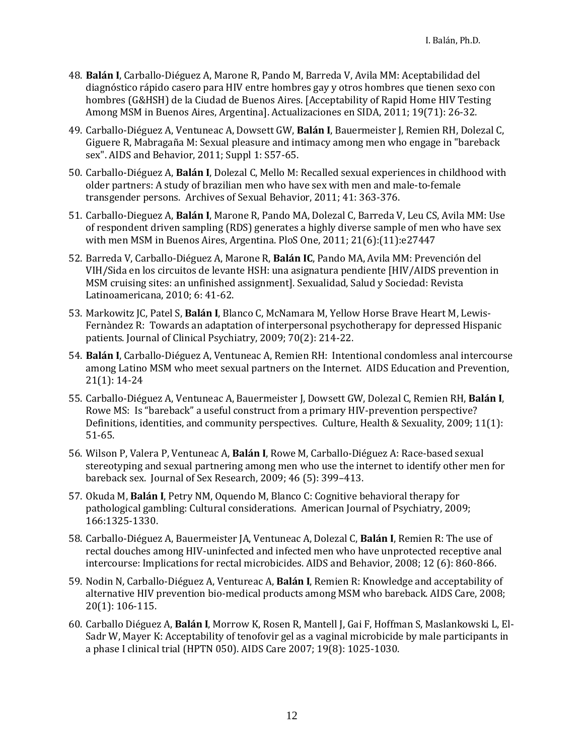48. **Balán I**, Carballo-Diéguez A, Marone R, Pando M, Barreda V, Avila MM: Aceptabilidad del diagnóstico rápido casero para HIV entre hombres gay y otros hombres que tienen sexo con hombres (G&HSH) de la Ciudad de Buenos Aires. [Acceptability of Rapid Home HIV Testing Among MSM in Buenos Aires, Argentina]. Actualizaciones en SIDA, 2011; 19(71): 26-32.

49. Carballo-Diéguez A, Ventuneac A, Dowsett GW, **Balán I**, Bauermeister J, Remien RH, Dolezal C, Giguere R, Mabragaña M: Sexual pleasure and intimacy among men who engage in "bareback sex". AIDS and Behavior, 2011; Suppl 1: S57-65.

50. Carballo-Diéguez A, **Balán I**, Dolezal C, Mello M: Recalled sexual experiences in childhood with older partners: A study of brazilian men who have sex with men and male-to-female transgender persons. Archives of Sexual Behavior, 2011; 41: 363-376.

51. Carballo-Dieguez A, **Balán I**, Marone R, Pando MA, Dolezal C, Barreda V, Leu CS, Avila MM: Use of respondent driven sampling (RDS) generates a highly diverse sample of men who have sex with men MSM in Buenos Aires, Argentina. PloS One, 2011; 21(6):(11):e27447

52. Barreda V, Carballo-Diéguez A, Marone R, **Balán IC**, Pando MA, Avila MM: Prevención del VIH/Sida en los circuitos de levante HSH: una asignatura pendiente [HIV/AIDS prevention in MSM cruising sites: an unfinished assignment]. Sexualidad, Salud y Sociedad: Revista Latinoamericana, 2010; 6: 41-62.

53. Markowitz JC, Patel S, **Balán I**, Blanco C, McNamara M, Yellow Horse Brave Heart M, Lewis-Fernàndez R: Towards an adaptation of interpersonal psychotherapy for depressed Hispanic patients. Journal of Clinical Psychiatry, 2009; 70(2): 214-22.

54. **Balán I**, Carballo-Diéguez A, Ventuneac A, Remien RH: Intentional condomless anal intercourse among Latino MSM who meet sexual partners on the Internet. AIDS Education and Prevention, 21(1): 14-24

55. Carballo-Diéguez A, Ventuneac A, Bauermeister J, Dowsett GW, Dolezal C, Remien RH, **Balán I**, Rowe MS: Is "bareback" a useful construct from a primary HIV-prevention perspective? Definitions, identities, and community perspectives. Culture, Health & Sexuality, 2009; 11(1): 51-65.

56. Wilson P, Valera P, Ventuneac A, **Balán I**, Rowe M, Carballo-Diéguez A: Race-based sexual stereotyping and sexual partnering among men who use the internet to identify other men for bareback sex. Journal of Sex Research, 2009; 46 (5): 399–413.

57. Okuda M, **Balán I**, Petry NM, Oquendo M, Blanco C: Cognitive behavioral therapy for pathological gambling: Cultural considerations. American Journal of Psychiatry, 2009; 166:1325-1330.

58. Carballo-Diéguez A, Bauermeister JA, Ventuneac A, Dolezal C, **Balán I**, Remien R: The use of rectal douches among HIV-uninfected and infected men who have unprotected receptive anal intercourse: Implications for rectal microbicides. AIDS and Behavior, 2008; 12 (6): 860-866.

59. Nodin N, Carballo-Diéguez A, Ventureac A, **Balán I**, Remien R: Knowledge and acceptability of alternative HIV prevention bio-medical products among MSM who bareback. AIDS Care, 2008; 20(1): 106-115.

60. Carballo Diéguez A, **Balán I**, Morrow K, Rosen R, Mantell J, Gai F, Hoffman S, Maslankowski L, El-Sadr W, Mayer K: Acceptability of tenofovir gel as a vaginal microbicide by male participants in a phase I clinical trial (HPTN 050). AIDS Care 2007; 19(8): 1025-1030.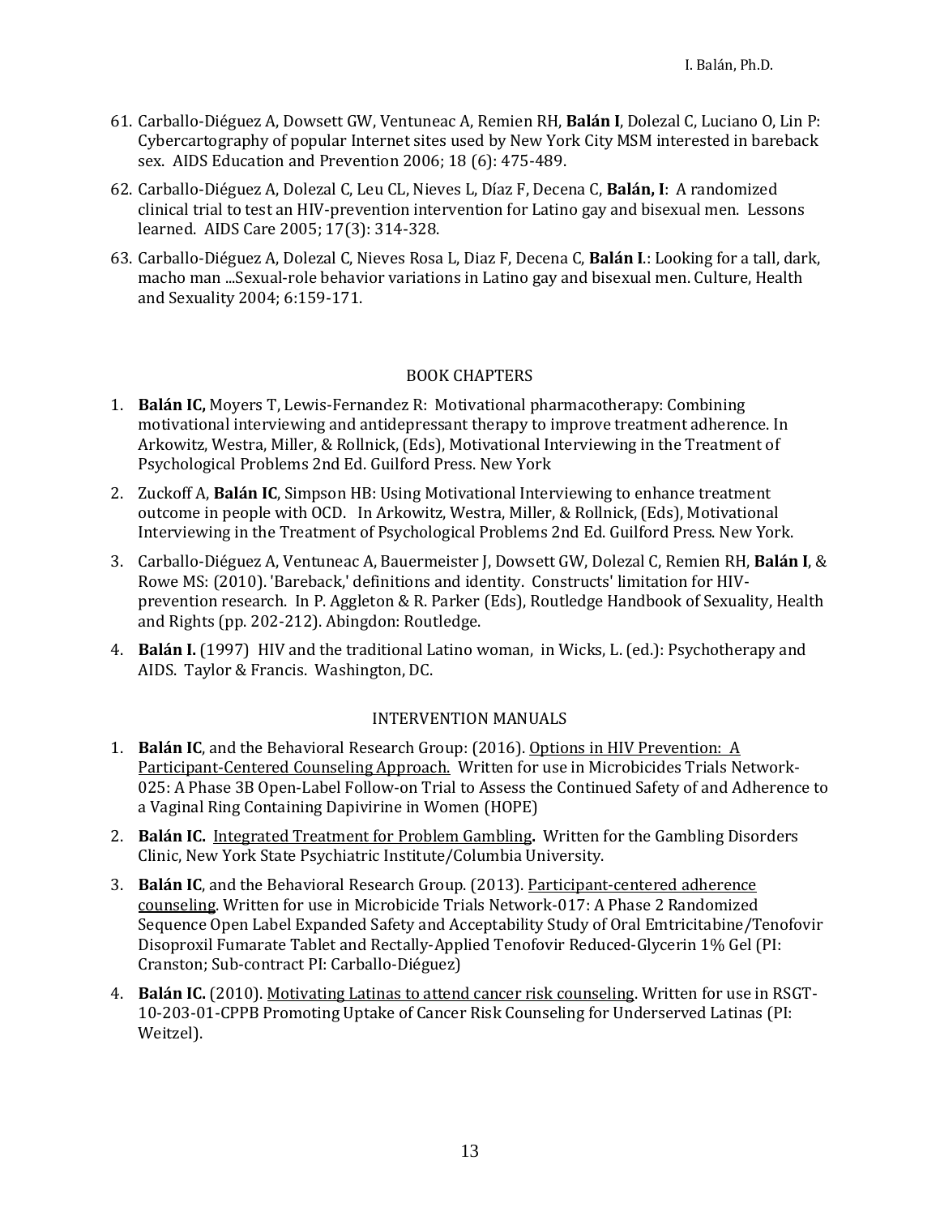61. Carballo-Diéguez A, Dowsett GW, Ventuneac A, Remien RH, **Balán I**, Dolezal C, Luciano O, Lin P: Cybercartography of popular Internet sites used by New York City MSM interested in bareback sex. AIDS Education and Prevention 2006; 18 (6): 475-489.
62. Carballo-Diéguez A, Dolezal C, Leu CL, Nieves L, Díaz F, Decena C, **Balán, I**: A randomized clinical trial to test an HIV-prevention intervention for Latino gay and bisexual men. Lessons learned. AIDS Care 2005; 17(3): 314-328.
63. Carballo-Diéguez A, Dolezal C, Nieves Rosa L, Diaz F, Decena C, **Balán I**.: Looking for a tall, dark, macho man ...Sexual-role behavior variations in Latino gay and bisexual men. Culture, Health and Sexuality 2004; 6:159-171.

## BOOK CHAPTERS

1. **Balán IC,** Moyers T, Lewis-Fernandez R: Motivational pharmacotherapy: Combining motivational interviewing and antidepressant therapy to improve treatment adherence. In Arkowitz, Westra, Miller, & Rollnick, (Eds), Motivational Interviewing in the Treatment of Psychological Problems 2nd Ed. Guilford Press. New York
2. Zuckoff A, **Balán IC**, Simpson HB: Using Motivational Interviewing to enhance treatment outcome in people with OCD. In Arkowitz, Westra, Miller, & Rollnick, (Eds), Motivational Interviewing in the Treatment of Psychological Problems 2nd Ed. Guilford Press. New York.
3. Carballo-Diéguez A, Ventuneac A, Bauermeister J, Dowsett GW, Dolezal C, Remien RH, **Balán I**, & Rowe MS: (2010). 'Bareback,' definitions and identity. Constructs' limitation for HIV-prevention research. In P. Aggleton & R. Parker (Eds), Routledge Handbook of Sexuality, Health and Rights (pp. 202-212). Abingdon: Routledge.
4. **Balán I.** (1997) HIV and the traditional Latino woman, in Wicks, L. (ed.): Psychotherapy and AIDS. Taylor & Francis. Washington, DC.

## INTERVENTION MANUALS

1. **Balán IC**, and the Behavioral Research Group: (2016). Options in HIV Prevention: A Participant-Centered Counseling Approach. Written for use in Microbicides Trials Network-025: A Phase 3B Open-Label Follow-on Trial to Assess the Continued Safety of and Adherence to a Vaginal Ring Containing Dapivirine in Women (HOPE)
2. **Balán IC.** Integrated Treatment for Problem Gambling**.** Written for the Gambling Disorders Clinic, New York State Psychiatric Institute/Columbia University.
3. **Balán IC**, and the Behavioral Research Group. (2013). Participant-centered adherence counseling. Written for use in Microbicide Trials Network-017: A Phase 2 Randomized Sequence Open Label Expanded Safety and Acceptability Study of Oral Emtricitabine/Tenofovir Disoproxil Fumarate Tablet and Rectally-Applied Tenofovir Reduced-Glycerin 1% Gel (PI: Cranston; Sub-contract PI: Carballo-Diéguez)
4. **Balán IC.** (2010). Motivating Latinas to attend cancer risk counseling. Written for use in RSGT-10-203-01-CPPB Promoting Uptake of Cancer Risk Counseling for Underserved Latinas (PI: Weitzel).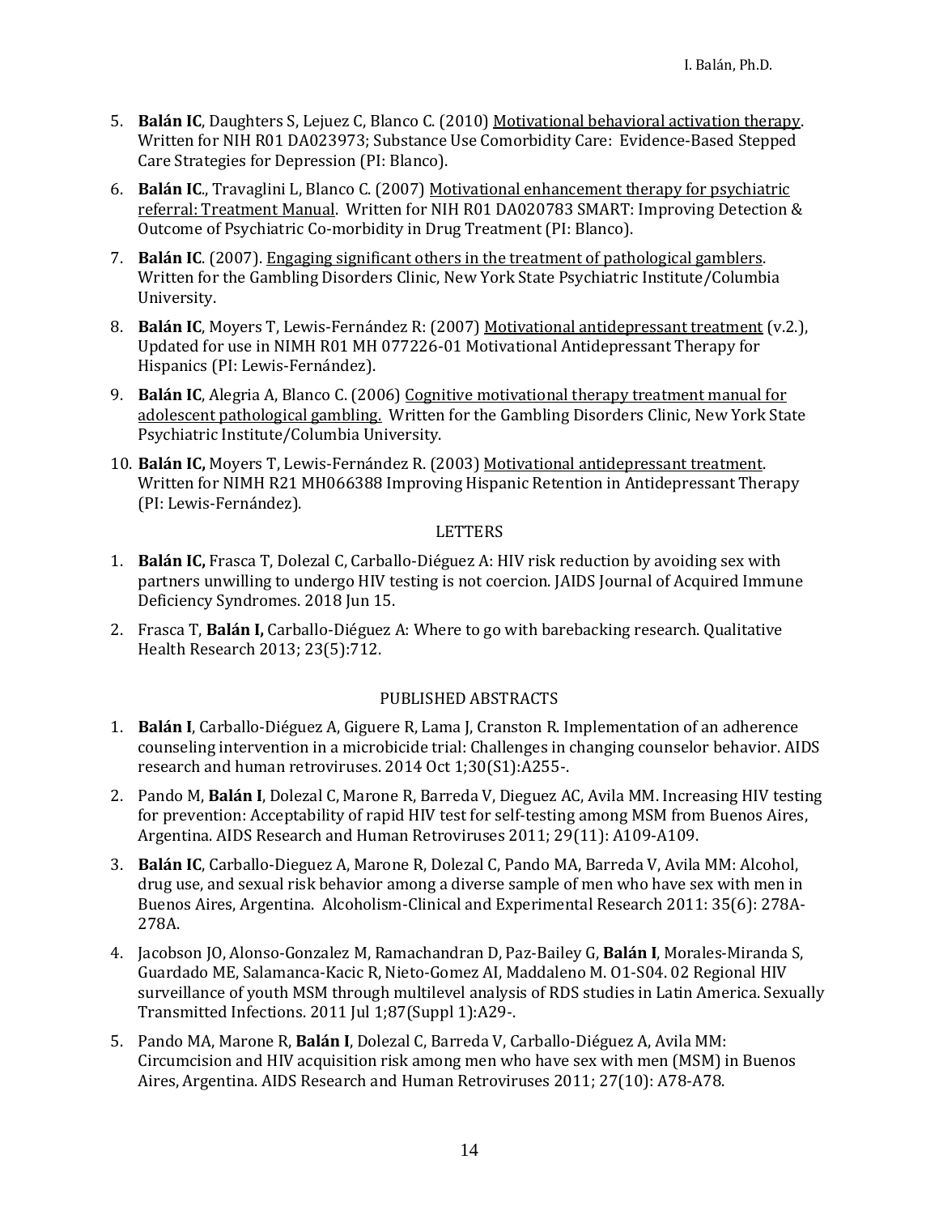5. **Balán IC**, Daughters S, Lejuez C, Blanco C. (2010) Motivational behavioral activation therapy. Written for NIH R01 DA023973; Substance Use Comorbidity Care: Evidence-Based Stepped Care Strategies for Depression (PI: Blanco).

6. **Balán IC**., Travaglini L, Blanco C. (2007) Motivational enhancement therapy for psychiatric referral: Treatment Manual. Written for NIH R01 DA020783 SMART: Improving Detection & Outcome of Psychiatric Co-morbidity in Drug Treatment (PI: Blanco).

7. **Balán IC**. (2007). Engaging significant others in the treatment of pathological gamblers. Written for the Gambling Disorders Clinic, New York State Psychiatric Institute/Columbia University.

8. **Balán IC**, Moyers T, Lewis-Fernández R: (2007) Motivational antidepressant treatment (v.2.), Updated for use in NIMH R01 MH 077226-01 Motivational Antidepressant Therapy for Hispanics (PI: Lewis-Fernández).

9. **Balán IC**, Alegria A, Blanco C. (2006) Cognitive motivational therapy treatment manual for adolescent pathological gambling. Written for the Gambling Disorders Clinic, New York State Psychiatric Institute/Columbia University.

10. **Balán IC,** Moyers T, Lewis-Fernández R. (2003) Motivational antidepressant treatment. Written for NIMH R21 MH066388 Improving Hispanic Retention in Antidepressant Therapy (PI: Lewis-Fernández).

## LETTERS

1. **Balán IC,** Frasca T, Dolezal C, Carballo-Diéguez A: HIV risk reduction by avoiding sex with partners unwilling to undergo HIV testing is not coercion. JAIDS Journal of Acquired Immune Deficiency Syndromes. 2018 Jun 15.

2. Frasca T, **Balán I,** Carballo-Diéguez A: Where to go with barebacking research. Qualitative Health Research 2013; 23(5):712.

## PUBLISHED ABSTRACTS

1. **Balán I**, Carballo-Diéguez A, Giguere R, Lama J, Cranston R. Implementation of an adherence counseling intervention in a microbicide trial: Challenges in changing counselor behavior. AIDS research and human retroviruses. 2014 Oct 1;30(S1):A255-.

2. Pando M, **Balán I**, Dolezal C, Marone R, Barreda V, Dieguez AC, Avila MM. Increasing HIV testing for prevention: Acceptability of rapid HIV test for self-testing among MSM from Buenos Aires, Argentina. AIDS Research and Human Retroviruses 2011; 29(11): A109-A109.

3. **Balán IC**, Carballo-Dieguez A, Marone R, Dolezal C, Pando MA, Barreda V, Avila MM: Alcohol, drug use, and sexual risk behavior among a diverse sample of men who have sex with men in Buenos Aires, Argentina. Alcoholism-Clinical and Experimental Research 2011: 35(6): 278A-278A.

4. Jacobson JO, Alonso-Gonzalez M, Ramachandran D, Paz-Bailey G, **Balán I**, Morales-Miranda S, Guardado ME, Salamanca-Kacic R, Nieto-Gomez AI, Maddaleno M. O1-S04. 02 Regional HIV surveillance of youth MSM through multilevel analysis of RDS studies in Latin America. Sexually Transmitted Infections. 2011 Jul 1;87(Suppl 1):A29-.

5. Pando MA, Marone R, **Balán I**, Dolezal C, Barreda V, Carballo-Diéguez A, Avila MM: Circumcision and HIV acquisition risk among men who have sex with men (MSM) in Buenos Aires, Argentina. AIDS Research and Human Retroviruses 2011; 27(10): A78-A78.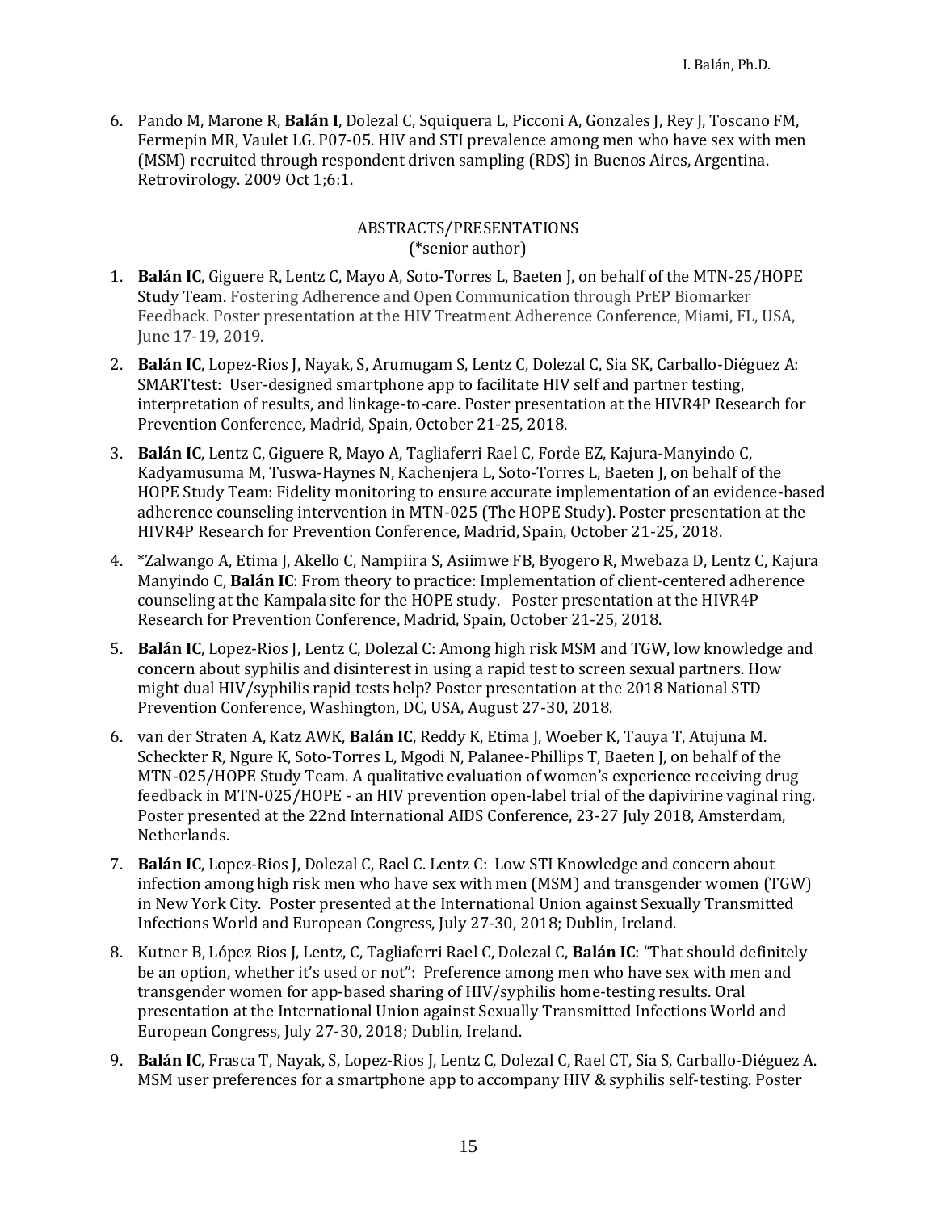6. Pando M, Marone R, **Balán I**, Dolezal C, Squiquera L, Picconi A, Gonzales J, Rey J, Toscano FM, Fermepin MR, Vaulet LG. P07-05. HIV and STI prevalence among men who have sex with men (MSM) recruited through respondent driven sampling (RDS) in Buenos Aires, Argentina. Retrovirology. 2009 Oct 1;6:1.

## ABSTRACTS/PRESENTATIONS
(*senior author)

1. **Balán IC**, Giguere R, Lentz C, Mayo A, Soto-Torres L, Baeten J, on behalf of the MTN-25/HOPE Study Team. Fostering Adherence and Open Communication through PrEP Biomarker Feedback. Poster presentation at the HIV Treatment Adherence Conference, Miami, FL, USA, June 17-19, 2019.
2. **Balán IC**, Lopez-Rios J, Nayak, S, Arumugam S, Lentz C, Dolezal C, Sia SK, Carballo-Diéguez A: SMARTtest: User-designed smartphone app to facilitate HIV self and partner testing, interpretation of results, and linkage-to-care. Poster presentation at the HIVR4P Research for Prevention Conference, Madrid, Spain, October 21-25, 2018.
3. **Balán IC**, Lentz C, Giguere R, Mayo A, Tagliaferri Rael C, Forde EZ, Kajura-Manyindo C, Kadyamusuma M, Tuswa-Haynes N, Kachenjera L, Soto-Torres L, Baeten J, on behalf of the HOPE Study Team: Fidelity monitoring to ensure accurate implementation of an evidence-based adherence counseling intervention in MTN-025 (The HOPE Study). Poster presentation at the HIVR4P Research for Prevention Conference, Madrid, Spain, October 21-25, 2018.
4. *Zalwango A, Etima J, Akello C, Nampiira S, Asiimwe FB, Byogero R, Mwebaza D, Lentz C, Kajura Manyindo C, **Balán IC**: From theory to practice: Implementation of client-centered adherence counseling at the Kampala site for the HOPE study. Poster presentation at the HIVR4P Research for Prevention Conference, Madrid, Spain, October 21-25, 2018.
5. **Balán IC**, Lopez-Rios J, Lentz C, Dolezal C: Among high risk MSM and TGW, low knowledge and concern about syphilis and disinterest in using a rapid test to screen sexual partners. How might dual HIV/syphilis rapid tests help? Poster presentation at the 2018 National STD Prevention Conference, Washington, DC, USA, August 27-30, 2018.
6. van der Straten A, Katz AWK, **Balán IC**, Reddy K, Etima J, Woeber K, Tauya T, Atujuna M. Scheckter R, Ngure K, Soto-Torres L, Mgodi N, Palanee-Phillips T, Baeten J, on behalf of the MTN-025/HOPE Study Team. A qualitative evaluation of women's experience receiving drug feedback in MTN-025/HOPE - an HIV prevention open-label trial of the dapivirine vaginal ring. Poster presented at the 22nd International AIDS Conference, 23-27 July 2018, Amsterdam, Netherlands.
7. **Balán IC**, Lopez-Rios J, Dolezal C, Rael C. Lentz C: Low STI Knowledge and concern about infection among high risk men who have sex with men (MSM) and transgender women (TGW) in New York City. Poster presented at the International Union against Sexually Transmitted Infections World and European Congress, July 27-30, 2018; Dublin, Ireland.
8. Kutner B, López Rios J, Lentz, C, Tagliaferri Rael C, Dolezal C, **Balán IC**: "That should definitely be an option, whether it's used or not": Preference among men who have sex with men and transgender women for app-based sharing of HIV/syphilis home-testing results. Oral presentation at the International Union against Sexually Transmitted Infections World and European Congress, July 27-30, 2018; Dublin, Ireland.
9. **Balán IC**, Frasca T, Nayak, S, Lopez-Rios J, Lentz C, Dolezal C, Rael CT, Sia S, Carballo-Diéguez A. MSM user preferences for a smartphone app to accompany HIV & syphilis self-testing. Poster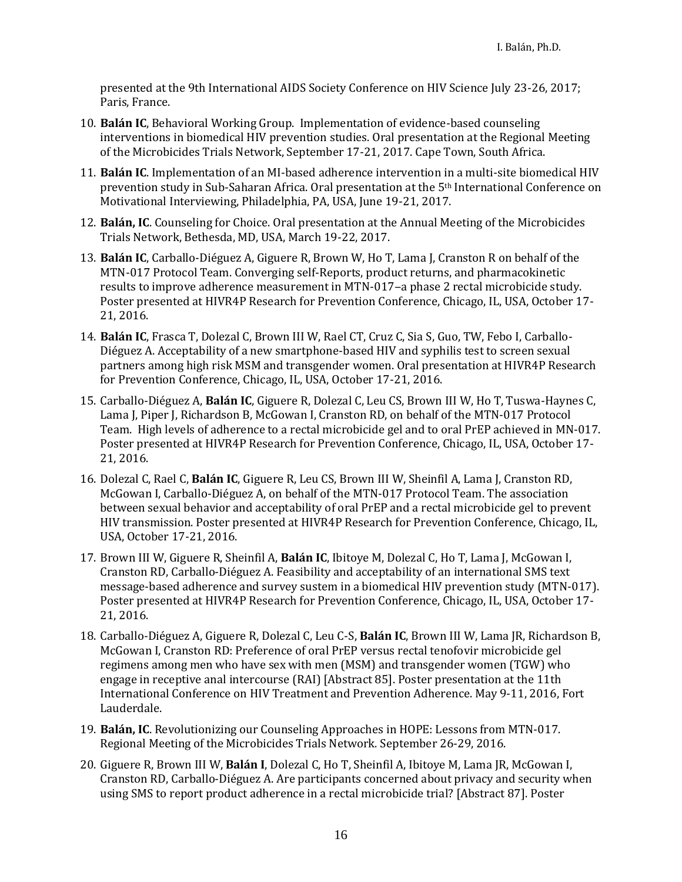presented at the 9th International AIDS Society Conference on HIV Science July 23-26, 2017; Paris, France.

10. **Balán IC**, Behavioral Working Group. Implementation of evidence-based counseling interventions in biomedical HIV prevention studies. Oral presentation at the Regional Meeting of the Microbicides Trials Network, September 17-21, 2017. Cape Town, South Africa.

11. **Balán IC**. Implementation of an MI-based adherence intervention in a multi-site biomedical HIV prevention study in Sub-Saharan Africa. Oral presentation at the 5th International Conference on Motivational Interviewing, Philadelphia, PA, USA, June 19-21, 2017.

12. **Balán, IC**. Counseling for Choice. Oral presentation at the Annual Meeting of the Microbicides Trials Network, Bethesda, MD, USA, March 19-22, 2017.

13. **Balán IC**, Carballo-Diéguez A, Giguere R, Brown W, Ho T, Lama J, Cranston R on behalf of the MTN-017 Protocol Team. Converging self-Reports, product returns, and pharmacokinetic results to improve adherence measurement in MTN-017–a phase 2 rectal microbicide study. Poster presented at HIVR4P Research for Prevention Conference, Chicago, IL, USA, October 17-21, 2016.

14. **Balán IC**, Frasca T, Dolezal C, Brown III W, Rael CT, Cruz C, Sia S, Guo, TW, Febo I, Carballo-Diéguez A. Acceptability of a new smartphone-based HIV and syphilis test to screen sexual partners among high risk MSM and transgender women. Oral presentation at HIVR4P Research for Prevention Conference, Chicago, IL, USA, October 17-21, 2016.

15. Carballo-Diéguez A, **Balán IC**, Giguere R, Dolezal C, Leu CS, Brown III W, Ho T, Tuswa-Haynes C, Lama J, Piper J, Richardson B, McGowan I, Cranston RD, on behalf of the MTN-017 Protocol Team. High levels of adherence to a rectal microbicide gel and to oral PrEP achieved in MN-017. Poster presented at HIVR4P Research for Prevention Conference, Chicago, IL, USA, October 17-21, 2016.

16. Dolezal C, Rael C, **Balán IC**, Giguere R, Leu CS, Brown III W, Sheinfil A, Lama J, Cranston RD, McGowan I, Carballo-Diéguez A, on behalf of the MTN-017 Protocol Team. The association between sexual behavior and acceptability of oral PrEP and a rectal microbicide gel to prevent HIV transmission. Poster presented at HIVR4P Research for Prevention Conference, Chicago, IL, USA, October 17-21, 2016.

17. Brown III W, Giguere R, Sheinfil A, **Balán IC**, Ibitoye M, Dolezal C, Ho T, Lama J, McGowan I, Cranston RD, Carballo-Diéguez A. Feasibility and acceptability of an international SMS text message-based adherence and survey sustem in a biomedical HIV prevention study (MTN-017). Poster presented at HIVR4P Research for Prevention Conference, Chicago, IL, USA, October 17-21, 2016.

18. Carballo-Diéguez A, Giguere R, Dolezal C, Leu C-S, **Balán IC**, Brown III W, Lama JR, Richardson B, McGowan I, Cranston RD: Preference of oral PrEP versus rectal tenofovir microbicide gel regimens among men who have sex with men (MSM) and transgender women (TGW) who engage in receptive anal intercourse (RAI) [Abstract 85]. Poster presentation at the 11th International Conference on HIV Treatment and Prevention Adherence. May 9-11, 2016, Fort Lauderdale.

19. **Balán, IC**. Revolutionizing our Counseling Approaches in HOPE: Lessons from MTN-017. Regional Meeting of the Microbicides Trials Network. September 26-29, 2016.

20. Giguere R, Brown III W, **Balán I**, Dolezal C, Ho T, Sheinfil A, Ibitoye M, Lama JR, McGowan I, Cranston RD, Carballo-Diéguez A. Are participants concerned about privacy and security when using SMS to report product adherence in a rectal microbicide trial? [Abstract 87]. Poster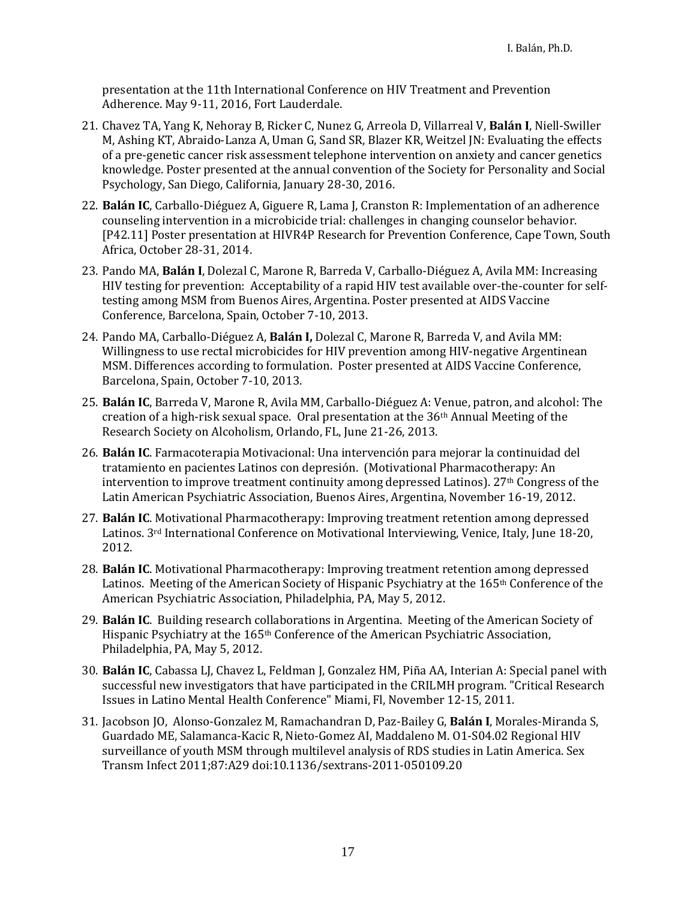presentation at the 11th International Conference on HIV Treatment and Prevention Adherence. May 9-11, 2016, Fort Lauderdale.

21. Chavez TA, Yang K, Nehoray B, Ricker C, Nunez G, Arreola D, Villarreal V, **Balán I**, Niell-Swiller M, Ashing KT, Abraido-Lanza A, Uman G, Sand SR, Blazer KR, Weitzel JN: Evaluating the effects of a pre-genetic cancer risk assessment telephone intervention on anxiety and cancer genetics knowledge. Poster presented at the annual convention of the Society for Personality and Social Psychology, San Diego, California, January 28-30, 2016.

22. **Balán IC**, Carballo-Diéguez A, Giguere R, Lama J, Cranston R: Implementation of an adherence counseling intervention in a microbicide trial: challenges in changing counselor behavior. [P42.11] Poster presentation at HIVR4P Research for Prevention Conference, Cape Town, South Africa, October 28-31, 2014.

23. Pando MA, **Balán I**, Dolezal C, Marone R, Barreda V, Carballo-Diéguez A, Avila MM: Increasing HIV testing for prevention: Acceptability of a rapid HIV test available over-the-counter for self-testing among MSM from Buenos Aires, Argentina. Poster presented at AIDS Vaccine Conference, Barcelona, Spain, October 7-10, 2013.

24. Pando MA, Carballo-Diéguez A, **Balán I,** Dolezal C, Marone R, Barreda V, and Avila MM: Willingness to use rectal microbicides for HIV prevention among HIV-negative Argentinean MSM. Differences according to formulation. Poster presented at AIDS Vaccine Conference, Barcelona, Spain, October 7-10, 2013.

25. **Balán IC**, Barreda V, Marone R, Avila MM, Carballo-Diéguez A: Venue, patron, and alcohol: The creation of a high-risk sexual space. Oral presentation at the 36th Annual Meeting of the Research Society on Alcoholism, Orlando, FL, June 21-26, 2013.

26. **Balán IC**. Farmacoterapia Motivacional: Una intervención para mejorar la continuidad del tratamiento en pacientes Latinos con depresión. (Motivational Pharmacotherapy: An intervention to improve treatment continuity among depressed Latinos). 27th Congress of the Latin American Psychiatric Association, Buenos Aires, Argentina, November 16-19, 2012.

27. **Balán IC**. Motivational Pharmacotherapy: Improving treatment retention among depressed Latinos. 3rd International Conference on Motivational Interviewing, Venice, Italy, June 18-20, 2012.

28. **Balán IC**. Motivational Pharmacotherapy: Improving treatment retention among depressed Latinos. Meeting of the American Society of Hispanic Psychiatry at the 165th Conference of the American Psychiatric Association, Philadelphia, PA, May 5, 2012.

29. **Balán IC**. Building research collaborations in Argentina. Meeting of the American Society of Hispanic Psychiatry at the 165th Conference of the American Psychiatric Association, Philadelphia, PA, May 5, 2012.

30. **Balán IC**, Cabassa LJ, Chavez L, Feldman J, Gonzalez HM, Piña AA, Interian A: Special panel with successful new investigators that have participated in the CRILMH program. "Critical Research Issues in Latino Mental Health Conference" Miami, Fl, November 12-15, 2011.

31. Jacobson JO, Alonso-Gonzalez M, Ramachandran D, Paz-Bailey G, **Balán I**, Morales-Miranda S, Guardado ME, Salamanca-Kacic R, Nieto-Gomez AI, Maddaleno M. O1-S04.02 Regional HIV surveillance of youth MSM through multilevel analysis of RDS studies in Latin America. Sex Transm Infect 2011;87:A29 doi:10.1136/sextrans-2011-050109.20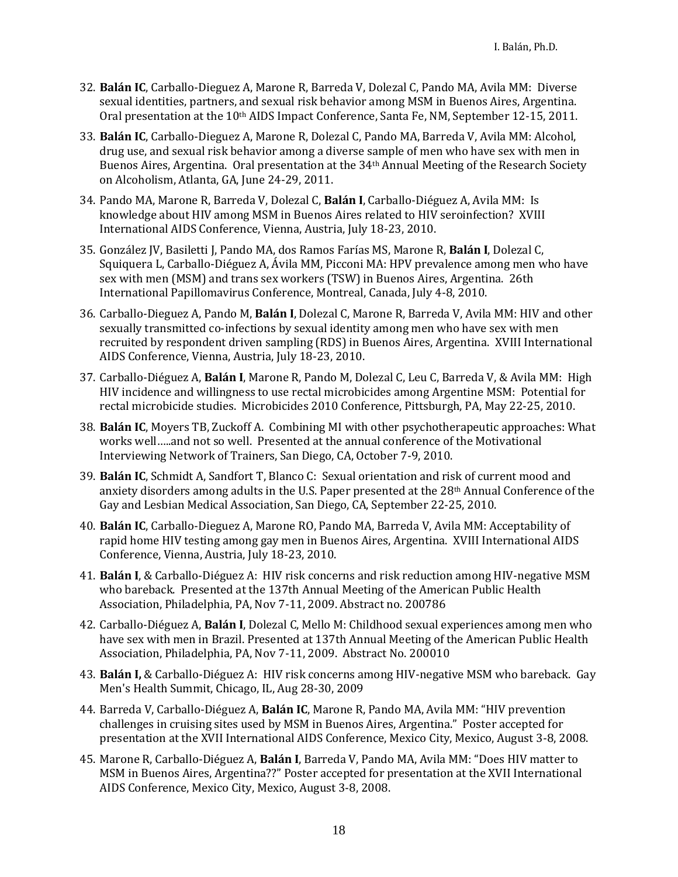32. **Balán IC**, Carballo-Dieguez A, Marone R, Barreda V, Dolezal C, Pando MA, Avila MM: Diverse sexual identities, partners, and sexual risk behavior among MSM in Buenos Aires, Argentina. Oral presentation at the 10th AIDS Impact Conference, Santa Fe, NM, September 12-15, 2011.
33. **Balán IC**, Carballo-Dieguez A, Marone R, Dolezal C, Pando MA, Barreda V, Avila MM: Alcohol, drug use, and sexual risk behavior among a diverse sample of men who have sex with men in Buenos Aires, Argentina. Oral presentation at the 34th Annual Meeting of the Research Society on Alcoholism, Atlanta, GA, June 24-29, 2011.
34. Pando MA, Marone R, Barreda V, Dolezal C, **Balán I**, Carballo-Diéguez A, Avila MM: Is knowledge about HIV among MSM in Buenos Aires related to HIV seroinfection? XVIII International AIDS Conference, Vienna, Austria, July 18-23, 2010.
35. González JV, Basiletti J, Pando MA, dos Ramos Farías MS, Marone R, **Balán I**, Dolezal C, Squiquera L, Carballo-Diéguez A, Ávila MM, Picconi MA: HPV prevalence among men who have sex with men (MSM) and trans sex workers (TSW) in Buenos Aires, Argentina. 26th International Papillomavirus Conference, Montreal, Canada, July 4-8, 2010.
36. Carballo-Dieguez A, Pando M, **Balán I**, Dolezal C, Marone R, Barreda V, Avila MM: HIV and other sexually transmitted co-infections by sexual identity among men who have sex with men recruited by respondent driven sampling (RDS) in Buenos Aires, Argentina. XVIII International AIDS Conference, Vienna, Austria, July 18-23, 2010.
37. Carballo-Diéguez A, **Balán I**, Marone R, Pando M, Dolezal C, Leu C, Barreda V, & Avila MM: High HIV incidence and willingness to use rectal microbicides among Argentine MSM: Potential for rectal microbicide studies. Microbicides 2010 Conference, Pittsburgh, PA, May 22-25, 2010.
38. **Balán IC**, Moyers TB, Zuckoff A. Combining MI with other psychotherapeutic approaches: What works well…..and not so well. Presented at the annual conference of the Motivational Interviewing Network of Trainers, San Diego, CA, October 7-9, 2010.
39. **Balán IC**, Schmidt A, Sandfort T, Blanco C: Sexual orientation and risk of current mood and anxiety disorders among adults in the U.S. Paper presented at the 28th Annual Conference of the Gay and Lesbian Medical Association, San Diego, CA, September 22-25, 2010.
40. **Balán IC**, Carballo-Dieguez A, Marone RO, Pando MA, Barreda V, Avila MM: Acceptability of rapid home HIV testing among gay men in Buenos Aires, Argentina. XVIII International AIDS Conference, Vienna, Austria, July 18-23, 2010.
41. **Balán I**, & Carballo-Diéguez A: HIV risk concerns and risk reduction among HIV-negative MSM who bareback. Presented at the 137th Annual Meeting of the American Public Health Association, Philadelphia, PA, Nov 7-11, 2009. Abstract no. 200786
42. Carballo-Diéguez A, **Balán I**, Dolezal C, Mello M: Childhood sexual experiences among men who have sex with men in Brazil. Presented at 137th Annual Meeting of the American Public Health Association, Philadelphia, PA, Nov 7-11, 2009. Abstract No. 200010
43. **Balán I,** & Carballo-Diéguez A: HIV risk concerns among HIV-negative MSM who bareback. Gay Men's Health Summit, Chicago, IL, Aug 28-30, 2009
44. Barreda V, Carballo-Diéguez A, **Balán IC**, Marone R, Pando MA, Avila MM: "HIV prevention challenges in cruising sites used by MSM in Buenos Aires, Argentina." Poster accepted for presentation at the XVII International AIDS Conference, Mexico City, Mexico, August 3-8, 2008.
45. Marone R, Carballo-Diéguez A, **Balán I**, Barreda V, Pando MA, Avila MM: "Does HIV matter to MSM in Buenos Aires, Argentina??" Poster accepted for presentation at the XVII International AIDS Conference, Mexico City, Mexico, August 3-8, 2008.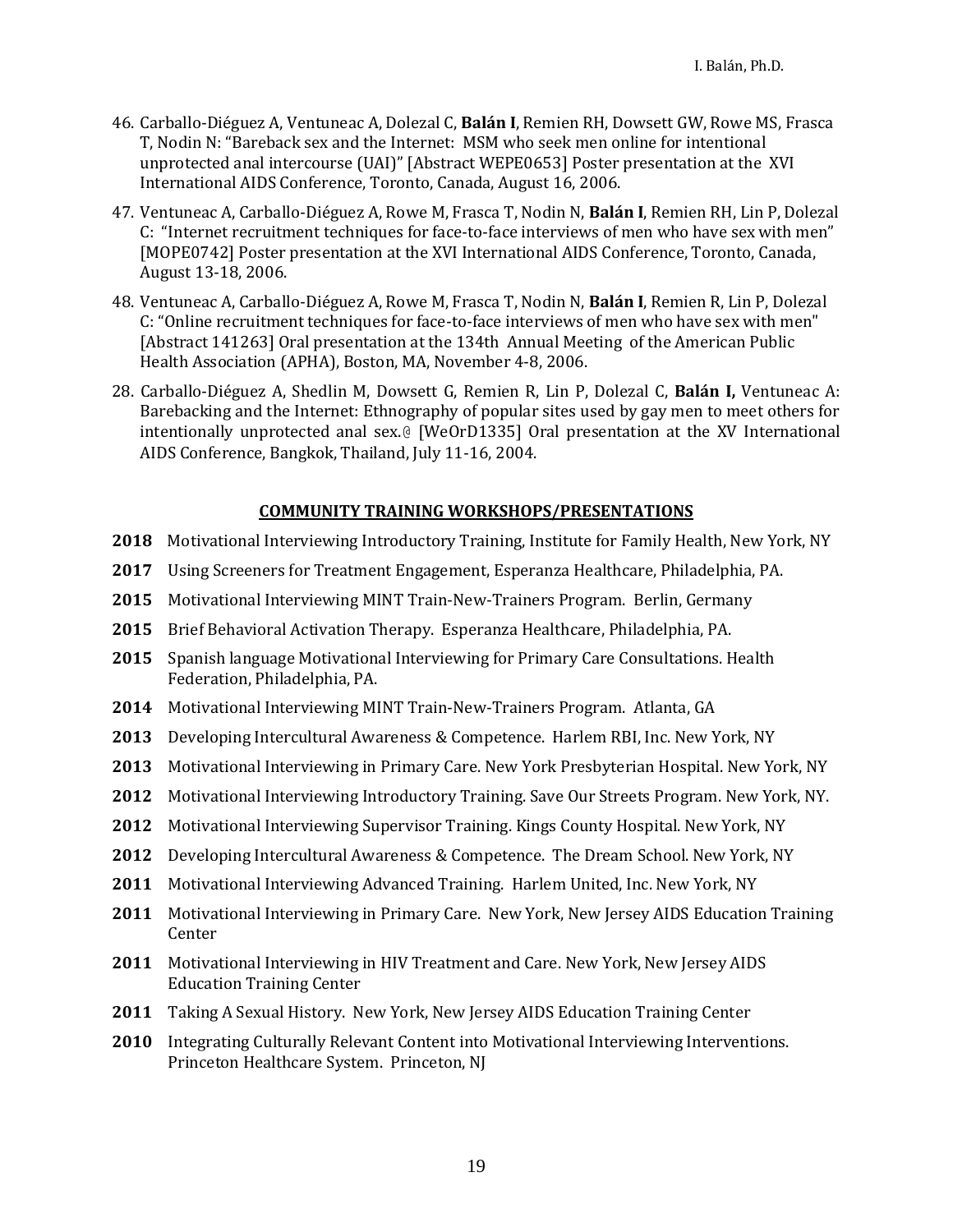46. Carballo-Diéguez A, Ventuneac A, Dolezal C, **Balán I**, Remien RH, Dowsett GW, Rowe MS, Frasca T, Nodin N: "Bareback sex and the Internet: MSM who seek men online for intentional unprotected anal intercourse (UAI)" [Abstract WEPE0653] Poster presentation at the XVI International AIDS Conference, Toronto, Canada, August 16, 2006.

47. Ventuneac A, Carballo-Diéguez A, Rowe M, Frasca T, Nodin N, **Balán I**, Remien RH, Lin P, Dolezal C: "Internet recruitment techniques for face-to-face interviews of men who have sex with men" [MOPE0742] Poster presentation at the XVI International AIDS Conference, Toronto, Canada, August 13-18, 2006.

48. Ventuneac A, Carballo-Diéguez A, Rowe M, Frasca T, Nodin N, **Balán I**, Remien R, Lin P, Dolezal C: "Online recruitment techniques for face-to-face interviews of men who have sex with men" [Abstract 141263] Oral presentation at the 134th Annual Meeting of the American Public Health Association (APHA), Boston, MA, November 4-8, 2006.

28. Carballo-Diéguez A, Shedlin M, Dowsett G, Remien R, Lin P, Dolezal C, **Balán I,** Ventuneac A: Barebacking and the Internet: Ethnography of popular sites used by gay men to meet others for intentionally unprotected anal sex.@ [WeOrD1335] Oral presentation at the XV International AIDS Conference, Bangkok, Thailand, July 11-16, 2004.

## COMMUNITY TRAINING WORKSHOPS/PRESENTATIONS

**2018** Motivational Interviewing Introductory Training, Institute for Family Health, New York, NY

**2017** Using Screeners for Treatment Engagement, Esperanza Healthcare, Philadelphia, PA.

**2015** Motivational Interviewing MINT Train-New-Trainers Program. Berlin, Germany

**2015** Brief Behavioral Activation Therapy. Esperanza Healthcare, Philadelphia, PA.

**2015** Spanish language Motivational Interviewing for Primary Care Consultations. Health Federation, Philadelphia, PA.

**2014** Motivational Interviewing MINT Train-New-Trainers Program. Atlanta, GA

**2013** Developing Intercultural Awareness & Competence. Harlem RBI, Inc. New York, NY

**2013** Motivational Interviewing in Primary Care. New York Presbyterian Hospital. New York, NY

**2012** Motivational Interviewing Introductory Training. Save Our Streets Program. New York, NY.

**2012** Motivational Interviewing Supervisor Training. Kings County Hospital. New York, NY

**2012** Developing Intercultural Awareness & Competence. The Dream School. New York, NY

**2011** Motivational Interviewing Advanced Training. Harlem United, Inc. New York, NY

**2011** Motivational Interviewing in Primary Care. New York, New Jersey AIDS Education Training Center

**2011** Motivational Interviewing in HIV Treatment and Care. New York, New Jersey AIDS Education Training Center

**2011** Taking A Sexual History. New York, New Jersey AIDS Education Training Center

**2010** Integrating Culturally Relevant Content into Motivational Interviewing Interventions. Princeton Healthcare System. Princeton, NJ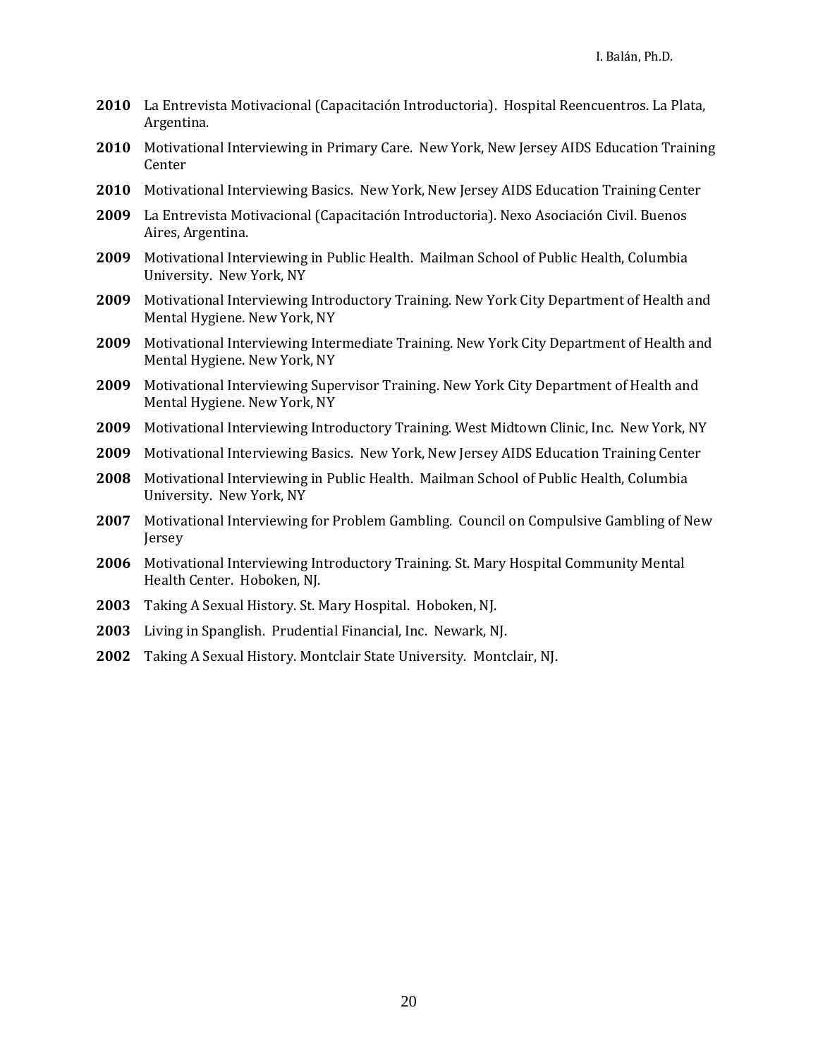**2010** La Entrevista Motivacional (Capacitación Introductoria). Hospital Reencuentros. La Plata, Argentina.

**2010** Motivational Interviewing in Primary Care. New York, New Jersey AIDS Education Training Center

**2010** Motivational Interviewing Basics. New York, New Jersey AIDS Education Training Center

**2009** La Entrevista Motivacional (Capacitación Introductoria). Nexo Asociación Civil. Buenos Aires, Argentina.

**2009** Motivational Interviewing in Public Health. Mailman School of Public Health, Columbia University. New York, NY

**2009** Motivational Interviewing Introductory Training. New York City Department of Health and Mental Hygiene. New York, NY

**2009** Motivational Interviewing Intermediate Training. New York City Department of Health and Mental Hygiene. New York, NY

**2009** Motivational Interviewing Supervisor Training. New York City Department of Health and Mental Hygiene. New York, NY

**2009** Motivational Interviewing Introductory Training. West Midtown Clinic, Inc. New York, NY

**2009** Motivational Interviewing Basics. New York, New Jersey AIDS Education Training Center

**2008** Motivational Interviewing in Public Health. Mailman School of Public Health, Columbia University. New York, NY

**2007** Motivational Interviewing for Problem Gambling. Council on Compulsive Gambling of New Jersey

**2006** Motivational Interviewing Introductory Training. St. Mary Hospital Community Mental Health Center. Hoboken, NJ.

**2003** Taking A Sexual History. St. Mary Hospital. Hoboken, NJ.

**2003** Living in Spanglish. Prudential Financial, Inc. Newark, NJ.

**2002** Taking A Sexual History. Montclair State University. Montclair, NJ.